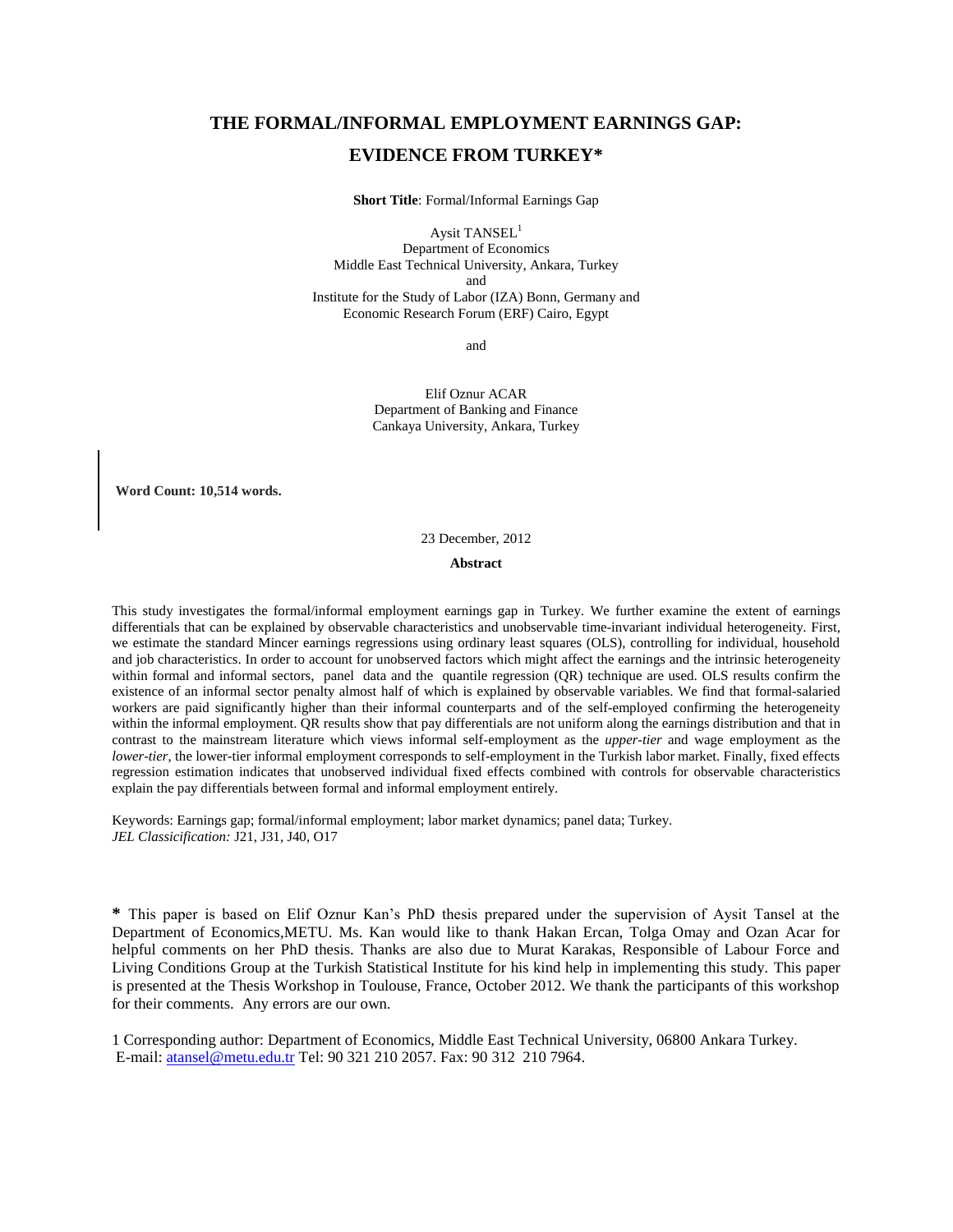# THE FORMAL/INFORMAL EMPLOYMENT EARNINGS GAP: EVIDENCE FROM TURKEY*

**Short Title**: Formal/Informal Earnings Gap

Aysit TANSEL[1]
Department of Economics
Middle East Technical University, Ankara, Turkey
and
Institute for the Study of Labor (IZA) Bonn, Germany and
Economic Research Forum (ERF) Cairo, Egypt

and

Elif Oznur ACAR
Department of Banking and Finance
Cankaya University, Ankara, Turkey

**Word Count: 10,514 words.**

23 December, 2012

**Abstract**

This study investigates the formal/informal employment earnings gap in Turkey. We further examine the extent of earnings differentials that can be explained by observable characteristics and unobservable time-invariant individual heterogeneity. First, we estimate the standard Mincer earnings regressions using ordinary least squares (OLS), controlling for individual, household and job characteristics. In order to account for unobserved factors which might affect the earnings and the intrinsic heterogeneity within formal and informal sectors, panel data and the quantile regression (QR) technique are used. OLS results confirm the existence of an informal sector penalty almost half of which is explained by observable variables. We find that formal-salaried workers are paid significantly higher than their informal counterparts and of the self-employed confirming the heterogeneity within the informal employment. QR results show that pay differentials are not uniform along the earnings distribution and that in contrast to the mainstream literature which views informal self-employment as the *upper-tier* and wage employment as the *lower-tier*, the lower-tier informal employment corresponds to self-employment in the Turkish labor market. Finally, fixed effects regression estimation indicates that unobserved individual fixed effects combined with controls for observable characteristics explain the pay differentials between formal and informal employment entirely.

Keywords: Earnings gap; formal/informal employment; labor market dynamics; panel data; Turkey.
*JEL Classification:* J21, J31, J40, O17

**\*** This paper is based on Elif Oznur Kan's PhD thesis prepared under the supervision of Aysit Tansel at the Department of Economics,METU. Ms. Kan would like to thank Hakan Ercan, Tolga Omay and Ozan Acar for helpful comments on her PhD thesis. Thanks are also due to Murat Karakas, Responsible of Labour Force and Living Conditions Group at the Turkish Statistical Institute for his kind help in implementing this study. This paper is presented at the Thesis Workshop in Toulouse, France, October 2012. We thank the participants of this workshop for their comments. Any errors are our own.

1 Corresponding author: Department of Economics, Middle East Technical University, 06800 Ankara Turkey.
E-mail: atansel@metu.edu.tr Tel: 90 321 210 2057. Fax: 90 312 210 7964.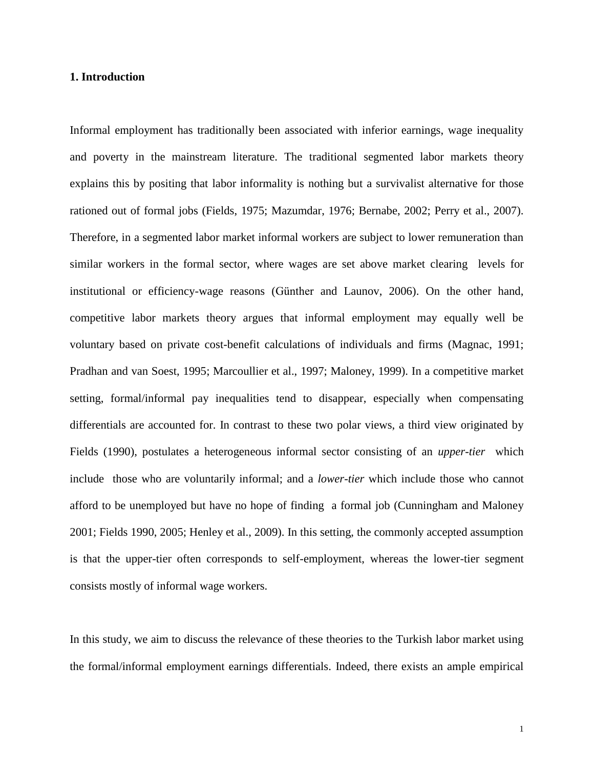## 1. Introduction

Informal employment has traditionally been associated with inferior earnings, wage inequality and poverty in the mainstream literature. The traditional segmented labor markets theory explains this by positing that labor informality is nothing but a survivalist alternative for those rationed out of formal jobs (Fields, 1975; Mazumdar, 1976; Bernabe, 2002; Perry et al., 2007). Therefore, in a segmented labor market informal workers are subject to lower remuneration than similar workers in the formal sector, where wages are set above market clearing levels for institutional or efficiency-wage reasons (Günther and Launov, 2006). On the other hand, competitive labor markets theory argues that informal employment may equally well be voluntary based on private cost-benefit calculations of individuals and firms (Magnac, 1991; Pradhan and van Soest, 1995; Marcoullier et al., 1997; Maloney, 1999). In a competitive market setting, formal/informal pay inequalities tend to disappear, especially when compensating differentials are accounted for. In contrast to these two polar views, a third view originated by Fields (1990), postulates a heterogeneous informal sector consisting of an *upper-tier* which include those who are voluntarily informal; and a *lower-tier* which include those who cannot afford to be unemployed but have no hope of finding a formal job (Cunningham and Maloney 2001; Fields 1990, 2005; Henley et al., 2009). In this setting, the commonly accepted assumption is that the upper-tier often corresponds to self-employment, whereas the lower-tier segment consists mostly of informal wage workers.

In this study, we aim to discuss the relevance of these theories to the Turkish labor market using the formal/informal employment earnings differentials. Indeed, there exists an ample empirical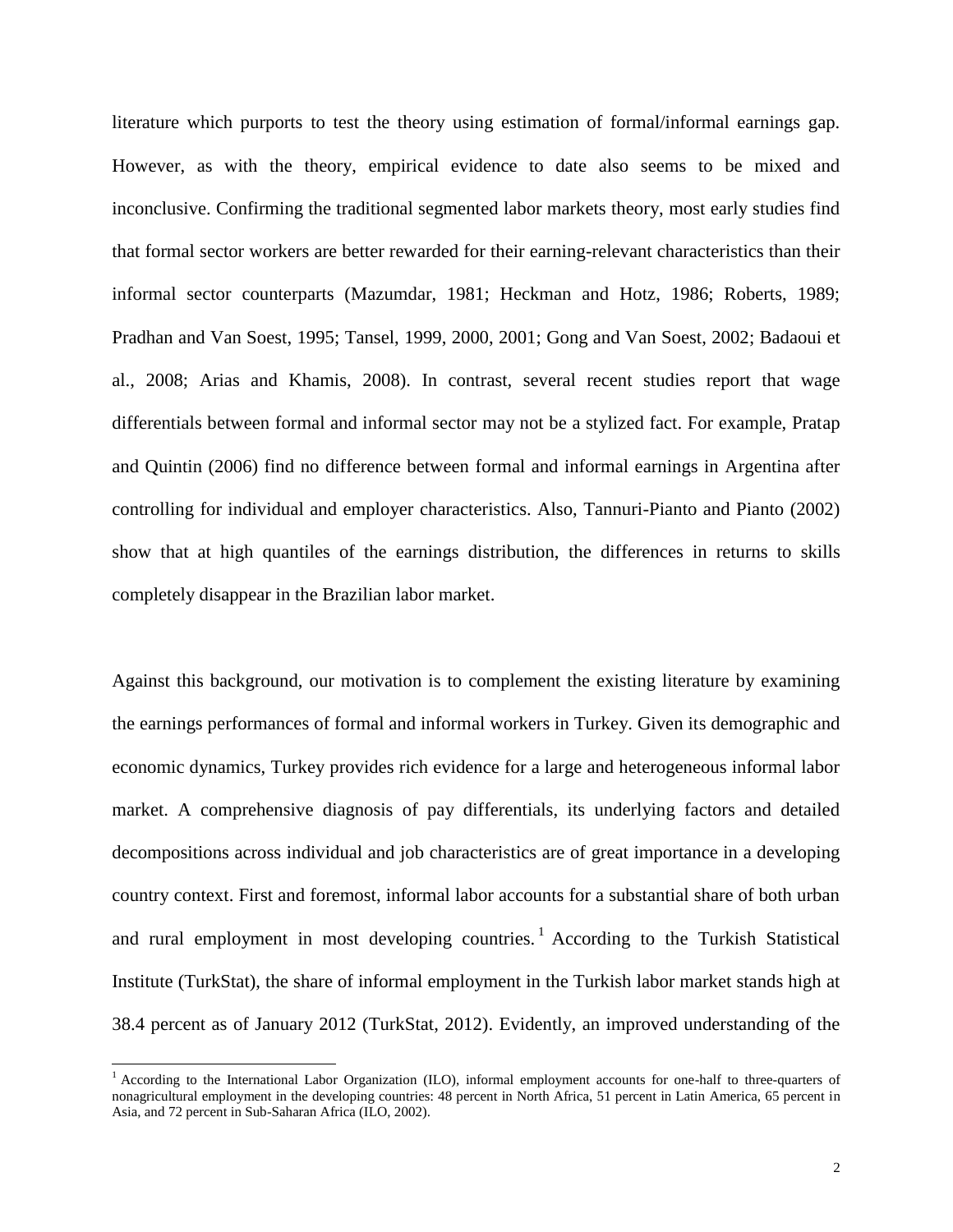literature which purports to test the theory using estimation of formal/informal earnings gap. However, as with the theory, empirical evidence to date also seems to be mixed and inconclusive. Confirming the traditional segmented labor markets theory, most early studies find that formal sector workers are better rewarded for their earning-relevant characteristics than their informal sector counterparts (Mazumdar, 1981; Heckman and Hotz, 1986; Roberts, 1989; Pradhan and Van Soest, 1995; Tansel, 1999, 2000, 2001; Gong and Van Soest, 2002; Badaoui et al., 2008; Arias and Khamis, 2008). In contrast, several recent studies report that wage differentials between formal and informal sector may not be a stylized fact. For example, Pratap and Quintin (2006) find no difference between formal and informal earnings in Argentina after controlling for individual and employer characteristics. Also, Tannuri-Pianto and Pianto (2002) show that at high quantiles of the earnings distribution, the differences in returns to skills completely disappear in the Brazilian labor market.

Against this background, our motivation is to complement the existing literature by examining the earnings performances of formal and informal workers in Turkey. Given its demographic and economic dynamics, Turkey provides rich evidence for a large and heterogeneous informal labor market. A comprehensive diagnosis of pay differentials, its underlying factors and detailed decompositions across individual and job characteristics are of great importance in a developing country context. First and foremost, informal labor accounts for a substantial share of both urban and rural employment in most developing countries.[1] According to the Turkish Statistical Institute (TurkStat), the share of informal employment in the Turkish labor market stands high at 38.4 percent as of January 2012 (TurkStat, 2012). Evidently, an improved understanding of the

[1] According to the International Labor Organization (ILO), informal employment accounts for one-half to three-quarters of nonagricultural employment in the developing countries: 48 percent in North Africa, 51 percent in Latin America, 65 percent in Asia, and 72 percent in Sub-Saharan Africa (ILO, 2002).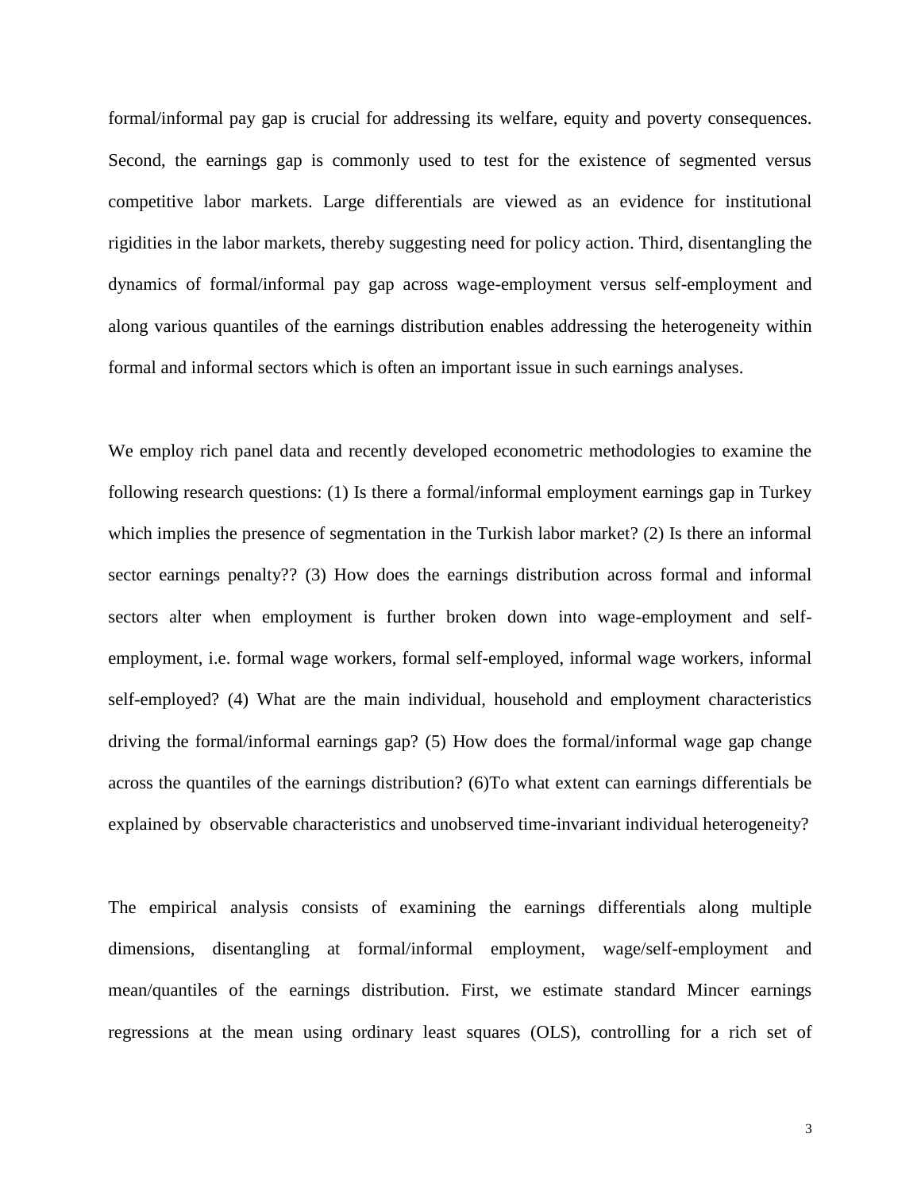formal/informal pay gap is crucial for addressing its welfare, equity and poverty consequences. Second, the earnings gap is commonly used to test for the existence of segmented versus competitive labor markets. Large differentials are viewed as an evidence for institutional rigidities in the labor markets, thereby suggesting need for policy action. Third, disentangling the dynamics of formal/informal pay gap across wage-employment versus self-employment and along various quantiles of the earnings distribution enables addressing the heterogeneity within formal and informal sectors which is often an important issue in such earnings analyses.

We employ rich panel data and recently developed econometric methodologies to examine the following research questions: (1) Is there a formal/informal employment earnings gap in Turkey which implies the presence of segmentation in the Turkish labor market? (2) Is there an informal sector earnings penalty?? (3) How does the earnings distribution across formal and informal sectors alter when employment is further broken down into wage-employment and self-employment, i.e. formal wage workers, formal self-employed, informal wage workers, informal self-employed? (4) What are the main individual, household and employment characteristics driving the formal/informal earnings gap? (5) How does the formal/informal wage gap change across the quantiles of the earnings distribution? (6)To what extent can earnings differentials be explained by observable characteristics and unobserved time-invariant individual heterogeneity?

The empirical analysis consists of examining the earnings differentials along multiple dimensions, disentangling at formal/informal employment, wage/self-employment and mean/quantiles of the earnings distribution. First, we estimate standard Mincer earnings regressions at the mean using ordinary least squares (OLS), controlling for a rich set of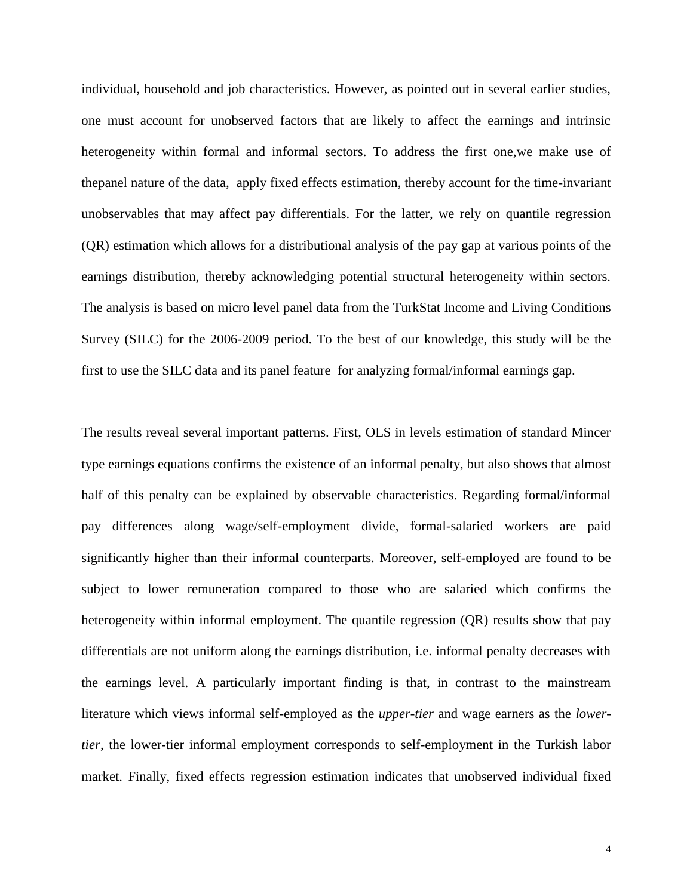individual, household and job characteristics. However, as pointed out in several earlier studies, one must account for unobserved factors that are likely to affect the earnings and intrinsic heterogeneity within formal and informal sectors. To address the first one,we make use of thepanel nature of the data, apply fixed effects estimation, thereby account for the time-invariant unobservables that may affect pay differentials. For the latter, we rely on quantile regression (QR) estimation which allows for a distributional analysis of the pay gap at various points of the earnings distribution, thereby acknowledging potential structural heterogeneity within sectors. The analysis is based on micro level panel data from the TurkStat Income and Living Conditions Survey (SILC) for the 2006-2009 period. To the best of our knowledge, this study will be the first to use the SILC data and its panel feature for analyzing formal/informal earnings gap.

The results reveal several important patterns. First, OLS in levels estimation of standard Mincer type earnings equations confirms the existence of an informal penalty, but also shows that almost half of this penalty can be explained by observable characteristics. Regarding formal/informal pay differences along wage/self-employment divide, formal-salaried workers are paid significantly higher than their informal counterparts. Moreover, self-employed are found to be subject to lower remuneration compared to those who are salaried which confirms the heterogeneity within informal employment. The quantile regression (QR) results show that pay differentials are not uniform along the earnings distribution, i.e. informal penalty decreases with the earnings level. A particularly important finding is that, in contrast to the mainstream literature which views informal self-employed as the *upper-tier* and wage earners as the *lower-tier*, the lower-tier informal employment corresponds to self-employment in the Turkish labor market. Finally, fixed effects regression estimation indicates that unobserved individual fixed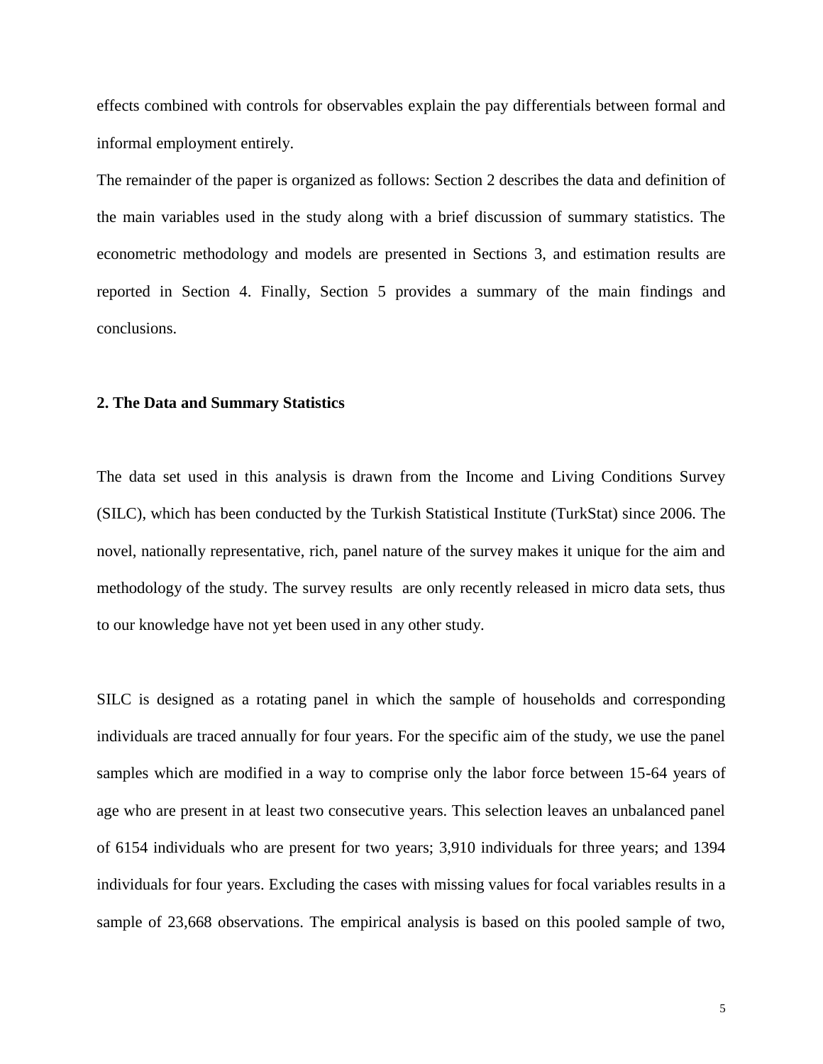effects combined with controls for observables explain the pay differentials between formal and informal employment entirely.

The remainder of the paper is organized as follows: Section 2 describes the data and definition of the main variables used in the study along with a brief discussion of summary statistics. The econometric methodology and models are presented in Sections 3, and estimation results are reported in Section 4. Finally, Section 5 provides a summary of the main findings and conclusions.

## 2. The Data and Summary Statistics

The data set used in this analysis is drawn from the Income and Living Conditions Survey (SILC), which has been conducted by the Turkish Statistical Institute (TurkStat) since 2006. The novel, nationally representative, rich, panel nature of the survey makes it unique for the aim and methodology of the study. The survey results are only recently released in micro data sets, thus to our knowledge have not yet been used in any other study.

SILC is designed as a rotating panel in which the sample of households and corresponding individuals are traced annually for four years. For the specific aim of the study, we use the panel samples which are modified in a way to comprise only the labor force between 15-64 years of age who are present in at least two consecutive years. This selection leaves an unbalanced panel of 6154 individuals who are present for two years; 3,910 individuals for three years; and 1394 individuals for four years. Excluding the cases with missing values for focal variables results in a sample of 23,668 observations. The empirical analysis is based on this pooled sample of two,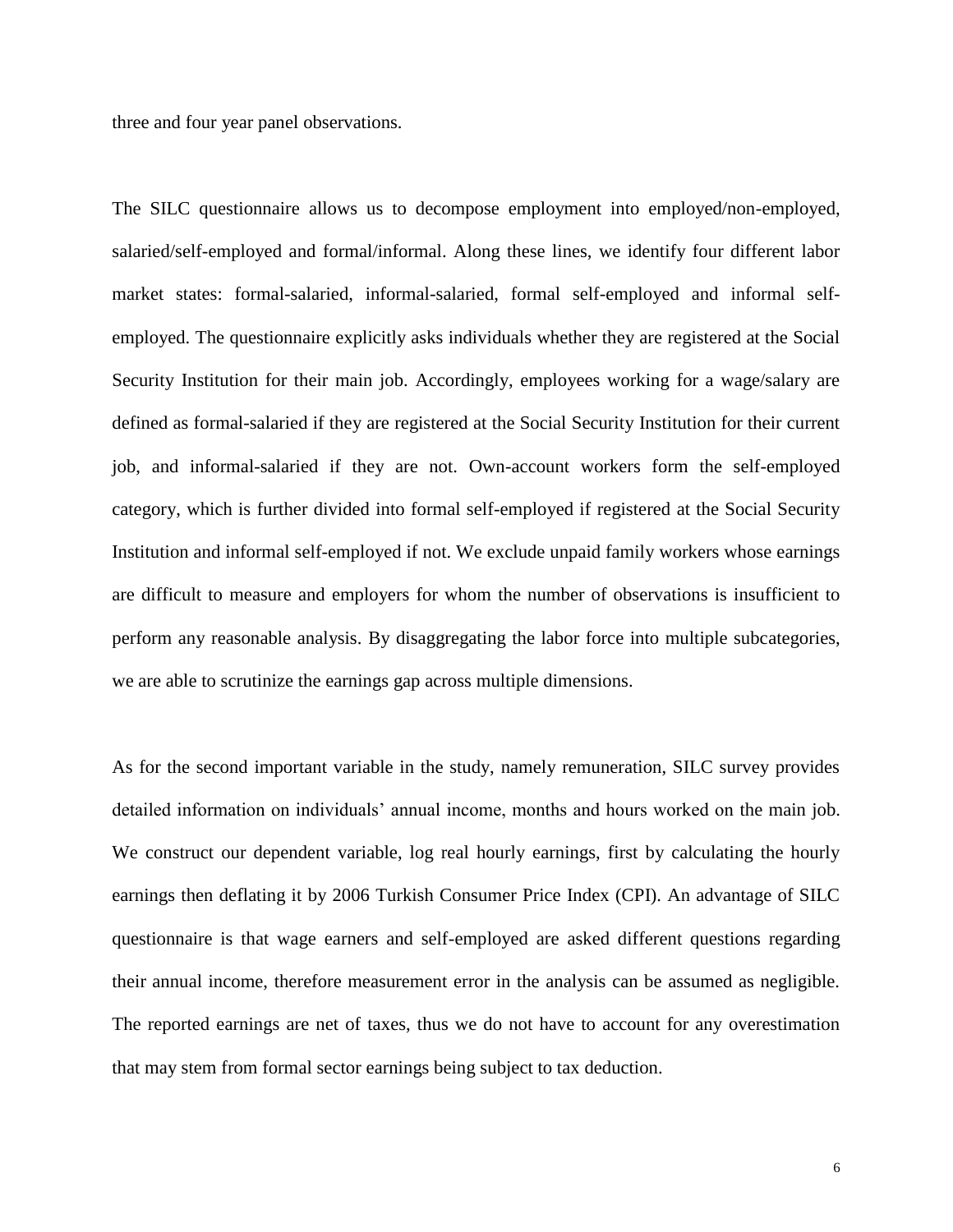three and four year panel observations.

The SILC questionnaire allows us to decompose employment into employed/non-employed, salaried/self-employed and formal/informal. Along these lines, we identify four different labor market states: formal-salaried, informal-salaried, formal self-employed and informal self-employed. The questionnaire explicitly asks individuals whether they are registered at the Social Security Institution for their main job. Accordingly, employees working for a wage/salary are defined as formal-salaried if they are registered at the Social Security Institution for their current job, and informal-salaried if they are not. Own-account workers form the self-employed category, which is further divided into formal self-employed if registered at the Social Security Institution and informal self-employed if not. We exclude unpaid family workers whose earnings are difficult to measure and employers for whom the number of observations is insufficient to perform any reasonable analysis. By disaggregating the labor force into multiple subcategories, we are able to scrutinize the earnings gap across multiple dimensions.

As for the second important variable in the study, namely remuneration, SILC survey provides detailed information on individuals' annual income, months and hours worked on the main job. We construct our dependent variable, log real hourly earnings, first by calculating the hourly earnings then deflating it by 2006 Turkish Consumer Price Index (CPI). An advantage of SILC questionnaire is that wage earners and self-employed are asked different questions regarding their annual income, therefore measurement error in the analysis can be assumed as negligible. The reported earnings are net of taxes, thus we do not have to account for any overestimation that may stem from formal sector earnings being subject to tax deduction.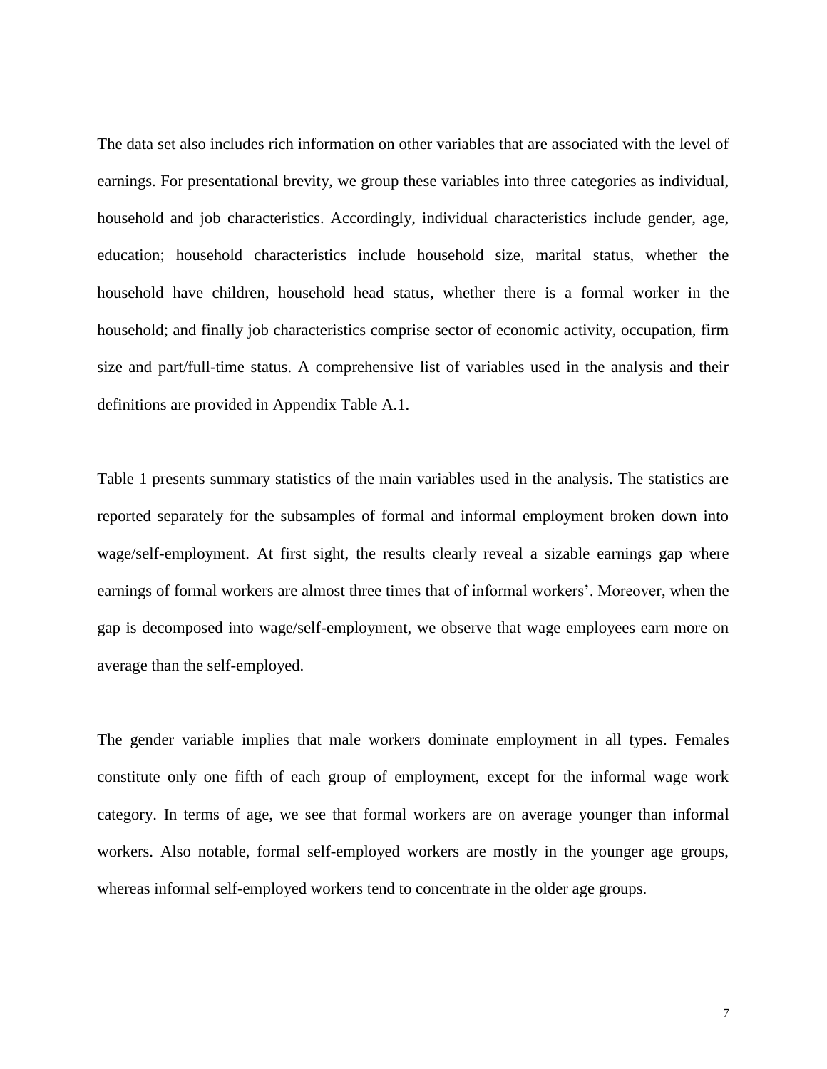The data set also includes rich information on other variables that are associated with the level of earnings. For presentational brevity, we group these variables into three categories as individual, household and job characteristics. Accordingly, individual characteristics include gender, age, education; household characteristics include household size, marital status, whether the household have children, household head status, whether there is a formal worker in the household; and finally job characteristics comprise sector of economic activity, occupation, firm size and part/full-time status. A comprehensive list of variables used in the analysis and their definitions are provided in Appendix Table A.1.

Table 1 presents summary statistics of the main variables used in the analysis. The statistics are reported separately for the subsamples of formal and informal employment broken down into wage/self-employment. At first sight, the results clearly reveal a sizable earnings gap where earnings of formal workers are almost three times that of informal workers'. Moreover, when the gap is decomposed into wage/self-employment, we observe that wage employees earn more on average than the self-employed.

The gender variable implies that male workers dominate employment in all types. Females constitute only one fifth of each group of employment, except for the informal wage work category. In terms of age, we see that formal workers are on average younger than informal workers. Also notable, formal self-employed workers are mostly in the younger age groups, whereas informal self-employed workers tend to concentrate in the older age groups.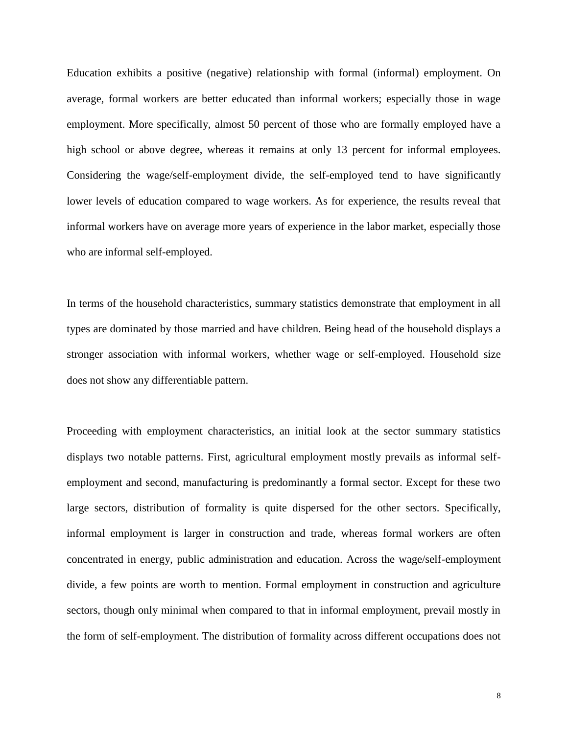Education exhibits a positive (negative) relationship with formal (informal) employment. On average, formal workers are better educated than informal workers; especially those in wage employment. More specifically, almost 50 percent of those who are formally employed have a high school or above degree, whereas it remains at only 13 percent for informal employees. Considering the wage/self-employment divide, the self-employed tend to have significantly lower levels of education compared to wage workers. As for experience, the results reveal that informal workers have on average more years of experience in the labor market, especially those who are informal self-employed.

In terms of the household characteristics, summary statistics demonstrate that employment in all types are dominated by those married and have children. Being head of the household displays a stronger association with informal workers, whether wage or self-employed. Household size does not show any differentiable pattern.

Proceeding with employment characteristics, an initial look at the sector summary statistics displays two notable patterns. First, agricultural employment mostly prevails as informal self-employment and second, manufacturing is predominantly a formal sector. Except for these two large sectors, distribution of formality is quite dispersed for the other sectors. Specifically, informal employment is larger in construction and trade, whereas formal workers are often concentrated in energy, public administration and education. Across the wage/self-employment divide, a few points are worth to mention. Formal employment in construction and agriculture sectors, though only minimal when compared to that in informal employment, prevail mostly in the form of self-employment. The distribution of formality across different occupations does not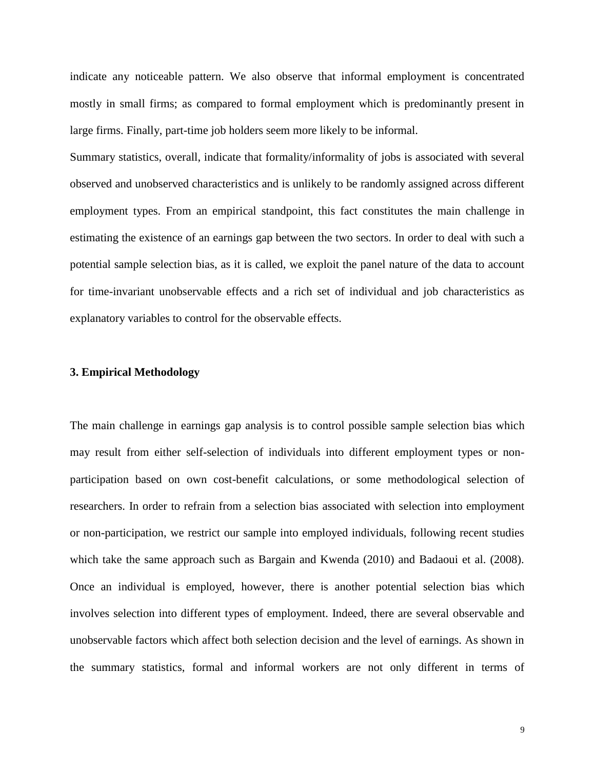indicate any noticeable pattern. We also observe that informal employment is concentrated mostly in small firms; as compared to formal employment which is predominantly present in large firms. Finally, part-time job holders seem more likely to be informal.

Summary statistics, overall, indicate that formality/informality of jobs is associated with several observed and unobserved characteristics and is unlikely to be randomly assigned across different employment types. From an empirical standpoint, this fact constitutes the main challenge in estimating the existence of an earnings gap between the two sectors. In order to deal with such a potential sample selection bias, as it is called, we exploit the panel nature of the data to account for time-invariant unobservable effects and a rich set of individual and job characteristics as explanatory variables to control for the observable effects.

## 3. Empirical Methodology

The main challenge in earnings gap analysis is to control possible sample selection bias which may result from either self-selection of individuals into different employment types or non-participation based on own cost-benefit calculations, or some methodological selection of researchers. In order to refrain from a selection bias associated with selection into employment or non-participation, we restrict our sample into employed individuals, following recent studies which take the same approach such as Bargain and Kwenda (2010) and Badaoui et al. (2008). Once an individual is employed, however, there is another potential selection bias which involves selection into different types of employment. Indeed, there are several observable and unobservable factors which affect both selection decision and the level of earnings. As shown in the summary statistics, formal and informal workers are not only different in terms of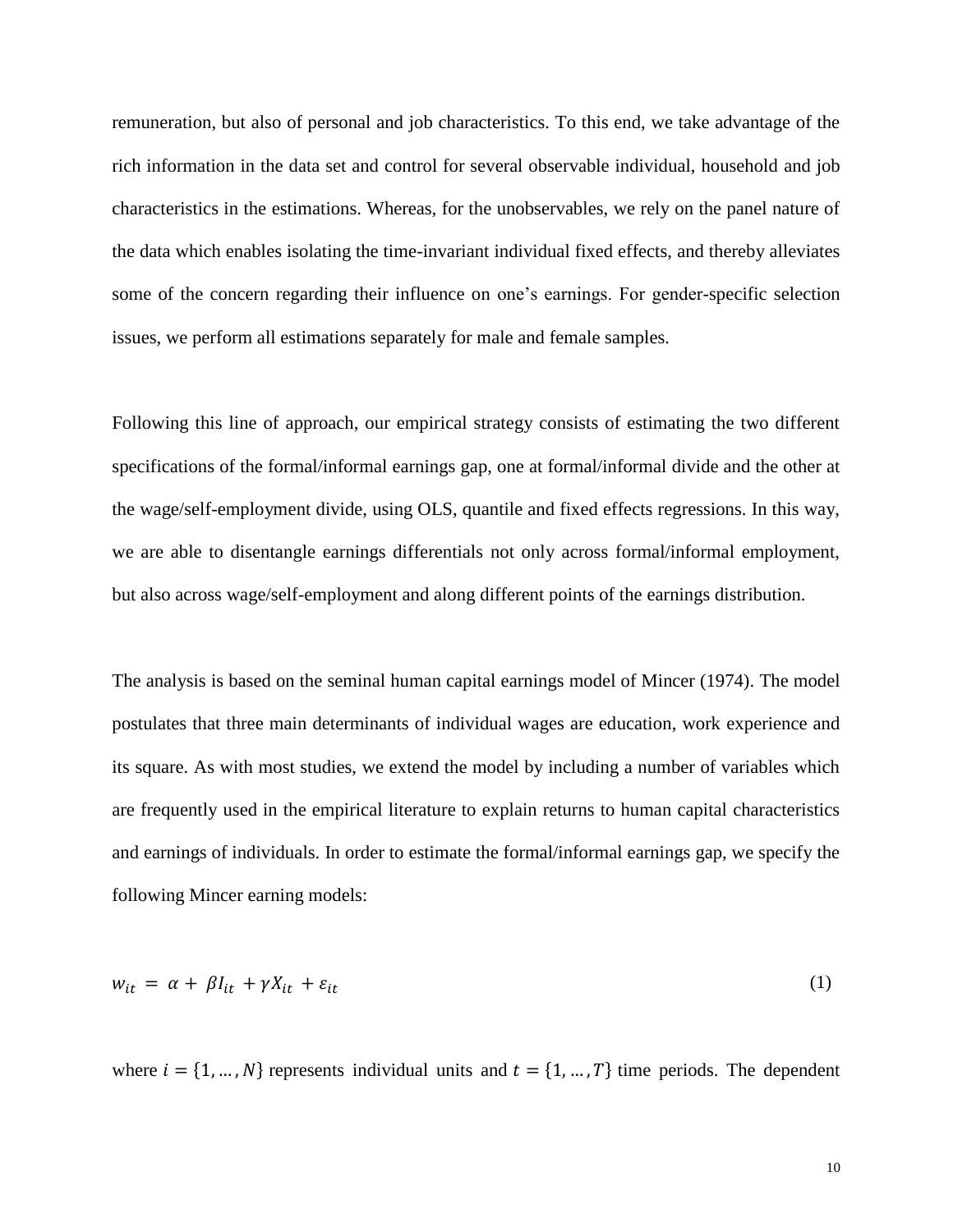remuneration, but also of personal and job characteristics. To this end, we take advantage of the rich information in the data set and control for several observable individual, household and job characteristics in the estimations. Whereas, for the unobservables, we rely on the panel nature of the data which enables isolating the time-invariant individual fixed effects, and thereby alleviates some of the concern regarding their influence on one's earnings. For gender-specific selection issues, we perform all estimations separately for male and female samples.

Following this line of approach, our empirical strategy consists of estimating the two different specifications of the formal/informal earnings gap, one at formal/informal divide and the other at the wage/self-employment divide, using OLS, quantile and fixed effects regressions. In this way, we are able to disentangle earnings differentials not only across formal/informal employment, but also across wage/self-employment and along different points of the earnings distribution.

The analysis is based on the seminal human capital earnings model of Mincer (1974). The model postulates that three main determinants of individual wages are education, work experience and its square. As with most studies, we extend the model by including a number of variables which are frequently used in the empirical literature to explain returns to human capital characteristics and earnings of individuals. In order to estimate the formal/informal earnings gap, we specify the following Mincer earning models:

$$w_{it} = \alpha + \beta I_{it} + \gamma X_{it} + \varepsilon_{it} \tag{1}$$

where $i = \{1, \ldots, N\}$ represents individual units and $t = \{1, \ldots, T\}$ time periods. The dependent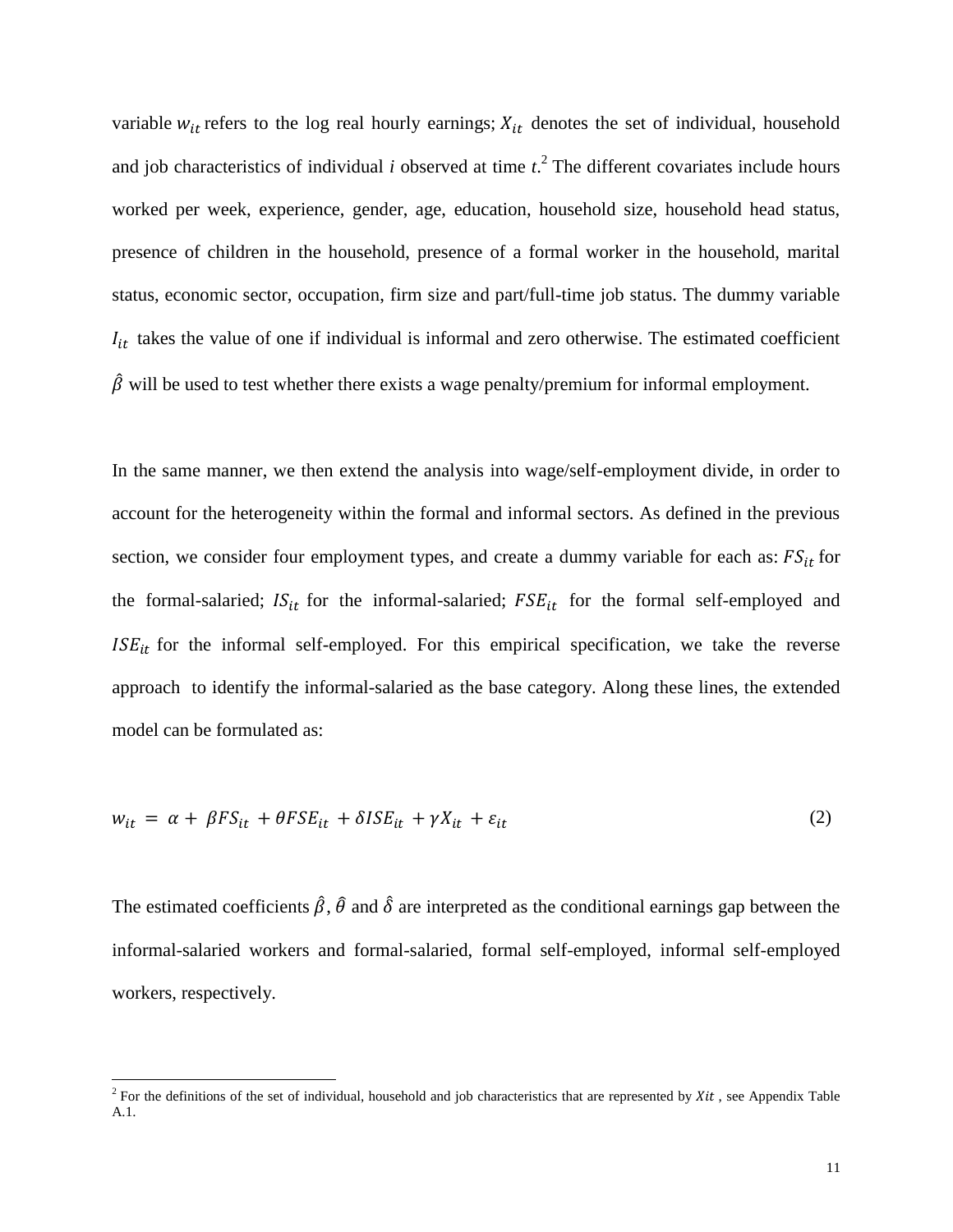variable $w_{it}$ refers to the log real hourly earnings; $X_{it}$ denotes the set of individual, household and job characteristics of individual *i* observed at time *t*.[2] The different covariates include hours worked per week, experience, gender, age, education, household size, household head status, presence of children in the household, presence of a formal worker in the household, marital status, economic sector, occupation, firm size and part/full-time job status. The dummy variable $I_{it}$ takes the value of one if individual is informal and zero otherwise. The estimated coefficient $\hat{\beta}$ will be used to test whether there exists a wage penalty/premium for informal employment.

In the same manner, we then extend the analysis into wage/self-employment divide, in order to account for the heterogeneity within the formal and informal sectors. As defined in the previous section, we consider four employment types, and create a dummy variable for each as: $FS_{it}$ for the formal-salaried; $IS_{it}$ for the informal-salaried; $FSE_{it}$ for the formal self-employed and $ISE_{it}$ for the informal self-employed. For this empirical specification, we take the reverse approach to identify the informal-salaried as the base category. Along these lines, the extended model can be formulated as:

$$w_{it} = \alpha + \beta FS_{it} + \theta FSE_{it} + \delta ISE_{it} + \gamma X_{it} + \varepsilon_{it} \qquad (2)$$

The estimated coefficients $\hat{\beta}$, $\hat{\theta}$ and $\hat{\delta}$ are interpreted as the conditional earnings gap between the informal-salaried workers and formal-salaried, formal self-employed, informal self-employed workers, respectively.

[2] For the definitions of the set of individual, household and job characteristics that are represented by $Xit$, see Appendix Table A.1.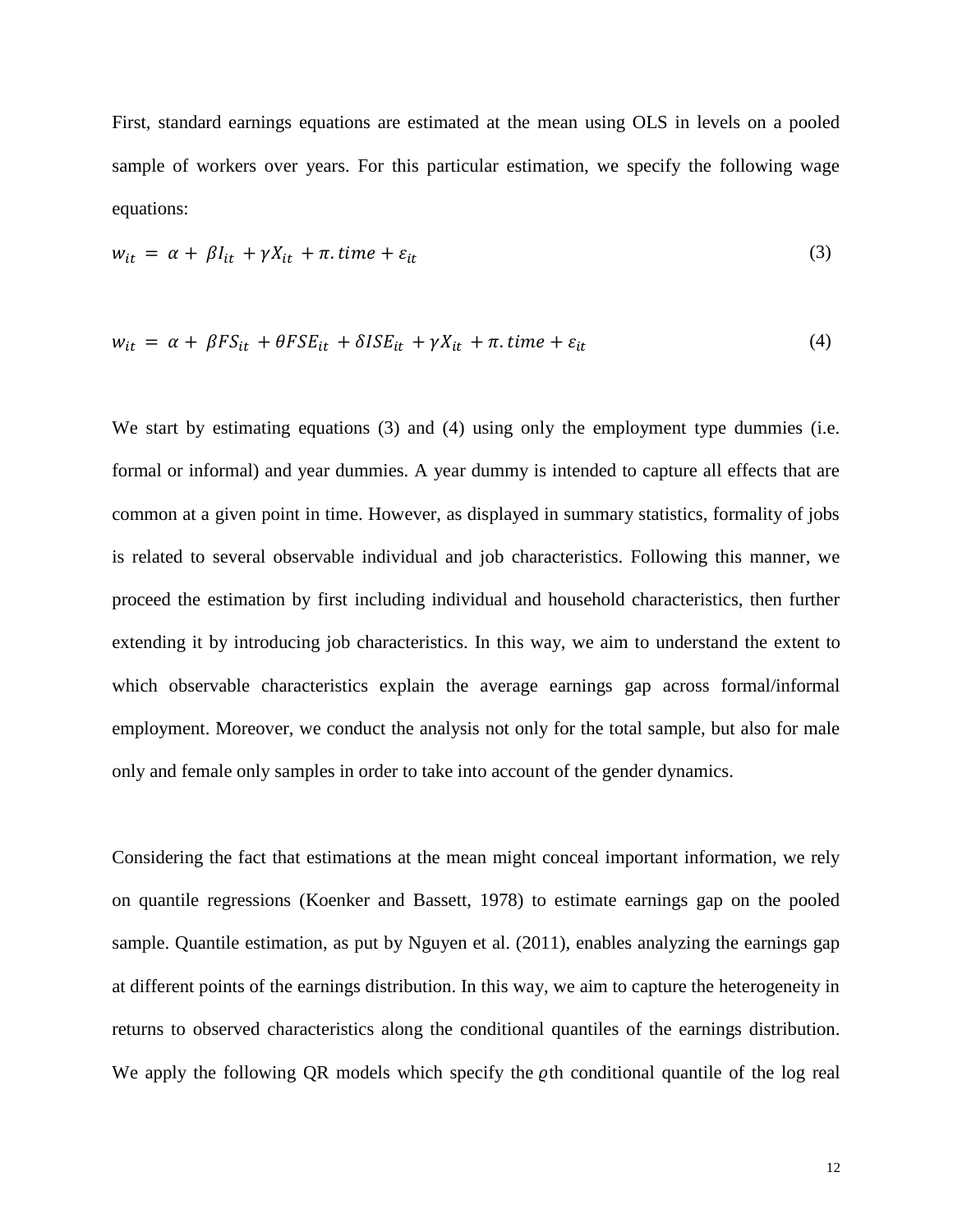First, standard earnings equations are estimated at the mean using OLS in levels on a pooled sample of workers over years. For this particular estimation, we specify the following wage equations:

$$w_{it} = \alpha + \beta I_{it} + \gamma X_{it} + \pi . time + \varepsilon_{it} \quad (3)$$

$$w_{it} = \alpha + \beta FS_{it} + \theta FSE_{it} + \delta ISE_{it} + \gamma X_{it} + \pi . time + \varepsilon_{it} \quad (4)$$

We start by estimating equations (3) and (4) using only the employment type dummies (i.e. formal or informal) and year dummies. A year dummy is intended to capture all effects that are common at a given point in time. However, as displayed in summary statistics, formality of jobs is related to several observable individual and job characteristics. Following this manner, we proceed the estimation by first including individual and household characteristics, then further extending it by introducing job characteristics. In this way, we aim to understand the extent to which observable characteristics explain the average earnings gap across formal/informal employment. Moreover, we conduct the analysis not only for the total sample, but also for male only and female only samples in order to take into account of the gender dynamics.

Considering the fact that estimations at the mean might conceal important information, we rely on quantile regressions (Koenker and Bassett, 1978) to estimate earnings gap on the pooled sample. Quantile estimation, as put by Nguyen et al. (2011), enables analyzing the earnings gap at different points of the earnings distribution. In this way, we aim to capture the heterogeneity in returns to observed characteristics along the conditional quantiles of the earnings distribution. We apply the following QR models which specify the $\varrho$th conditional quantile of the log real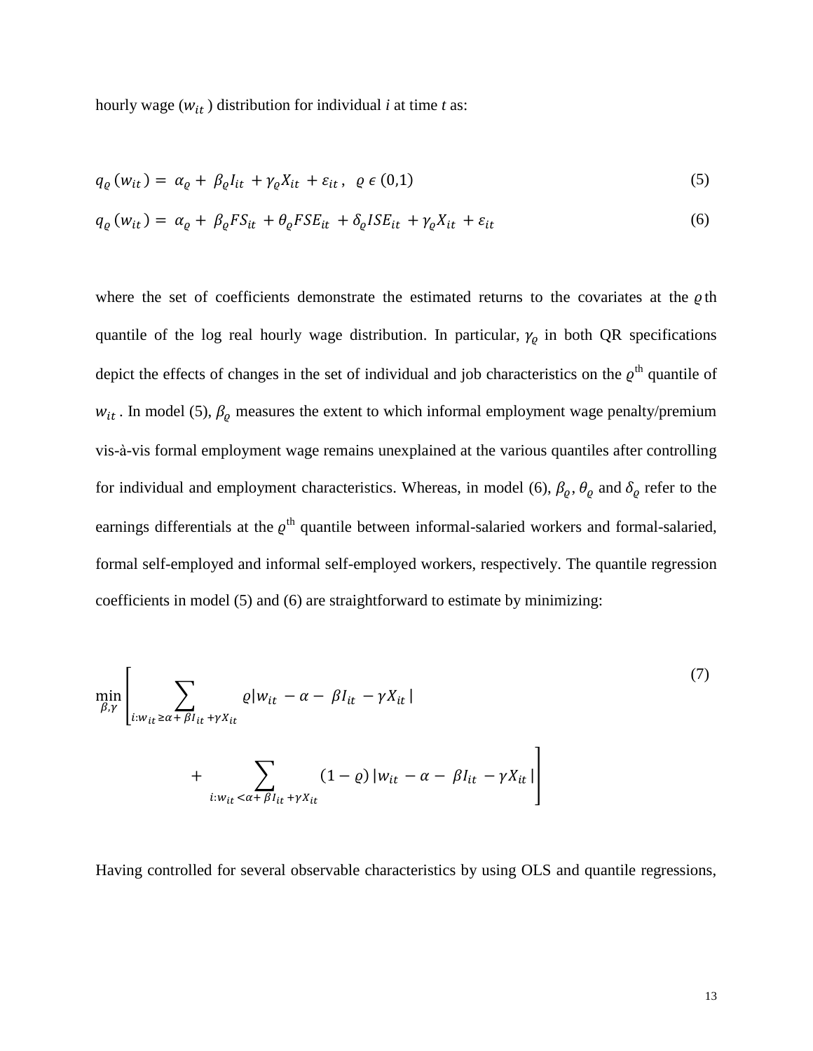hourly wage ($w_{it}$) distribution for individual *i* at time *t* as:

$$q_{\varrho}(w_{it}) = \alpha_{\varrho} + \beta_{\varrho} I_{it} + \gamma_{\varrho} X_{it} + \varepsilon_{it}, \quad \varrho \in (0,1) \tag{5}$$

$$q_{\varrho}(w_{it}) = \alpha_{\varrho} + \beta_{\varrho} FS_{it} + \theta_{\varrho} FSE_{it} + \delta_{\varrho} ISE_{it} + \gamma_{\varrho} X_{it} + \varepsilon_{it} \tag{6}$$

where the set of coefficients demonstrate the estimated returns to the covariates at the $\varrho$th quantile of the log real hourly wage distribution. In particular, $\gamma_{\varrho}$ in both QR specifications depict the effects of changes in the set of individual and job characteristics on the $\varrho^{\text{th}}$ quantile of $w_{it}$. In model (5), $\beta_{\varrho}$ measures the extent to which informal employment wage penalty/premium vis-à-vis formal employment wage remains unexplained at the various quantiles after controlling for individual and employment characteristics. Whereas, in model (6), $\beta_{\varrho}$, $\theta_{\varrho}$ and $\delta_{\varrho}$ refer to the earnings differentials at the $\varrho^{\text{th}}$ quantile between informal-salaried workers and formal-salaried, formal self-employed and informal self-employed workers, respectively. The quantile regression coefficients in model (5) and (6) are straightforward to estimate by minimizing:

$$\min_{\beta,\gamma} \left[ \sum_{i: w_{it} \geq \alpha + \beta I_{it} + \gamma X_{it}} \varrho \left| w_{it} - \alpha - \beta I_{it} - \gamma X_{it} \right| + \sum_{i: w_{it} < \alpha + \beta I_{it} + \gamma X_{it}} (1 - \varrho) \left| w_{it} - \alpha - \beta I_{it} - \gamma X_{it} \right| \right] \tag{7}$$

Having controlled for several observable characteristics by using OLS and quantile regressions,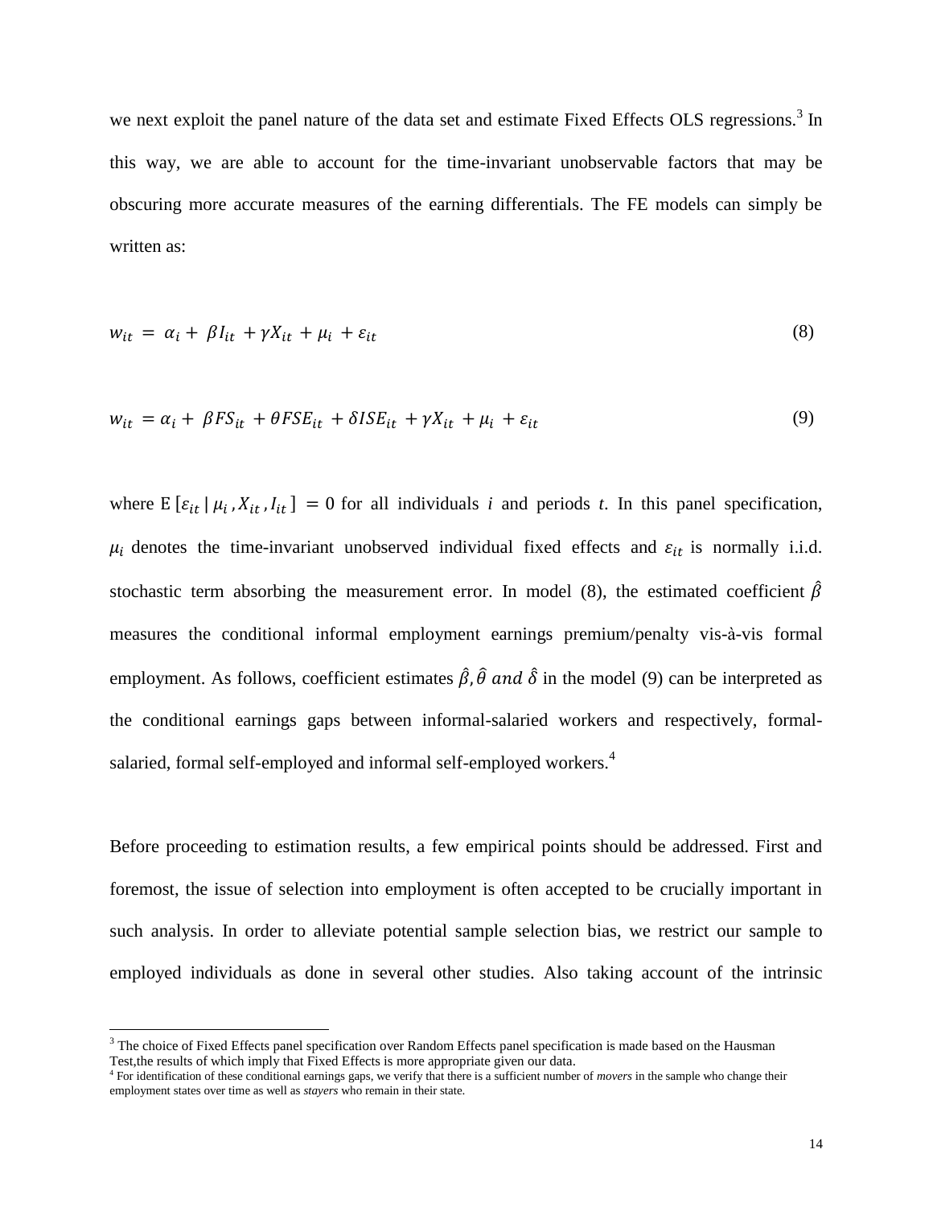we next exploit the panel nature of the data set and estimate Fixed Effects OLS regressions.[3] In this way, we are able to account for the time-invariant unobservable factors that may be obscuring more accurate measures of the earning differentials. The FE models can simply be written as:

$$w_{it} = \alpha_i + \beta I_{it} + \gamma X_{it} + \mu_i + \varepsilon_{it} \tag{8}$$

$$w_{it} = \alpha_i + \beta FS_{it} + \theta FSE_{it} + \delta ISE_{it} + \gamma X_{it} + \mu_i + \varepsilon_{it} \tag{9}$$

where $\text{E}\left[\varepsilon_{it} \mid \mu_i, X_{it}, I_{it}\right] = 0$ for all individuals *i* and periods *t*. In this panel specification, $\mu_i$ denotes the time-invariant unobserved individual fixed effects and $\varepsilon_{it}$ is normally i.i.d. stochastic term absorbing the measurement error. In model (8), the estimated coefficient $\hat{\beta}$ measures the conditional informal employment earnings premium/penalty vis-à-vis formal employment. As follows, coefficient estimates $\hat{\beta}, \hat{\theta}$ *and* $\hat{\delta}$ in the model (9) can be interpreted as the conditional earnings gaps between informal-salaried workers and respectively, formal-salaried, formal self-employed and informal self-employed workers.[4]

Before proceeding to estimation results, a few empirical points should be addressed. First and foremost, the issue of selection into employment is often accepted to be crucially important in such analysis. In order to alleviate potential sample selection bias, we restrict our sample to employed individuals as done in several other studies. Also taking account of the intrinsic

---

[3] The choice of Fixed Effects panel specification over Random Effects panel specification is made based on the Hausman Test,the results of which imply that Fixed Effects is more appropriate given our data.

[4] For identification of these conditional earnings gaps, we verify that there is a sufficient number of *movers* in the sample who change their employment states over time as well as *stayers* who remain in their state.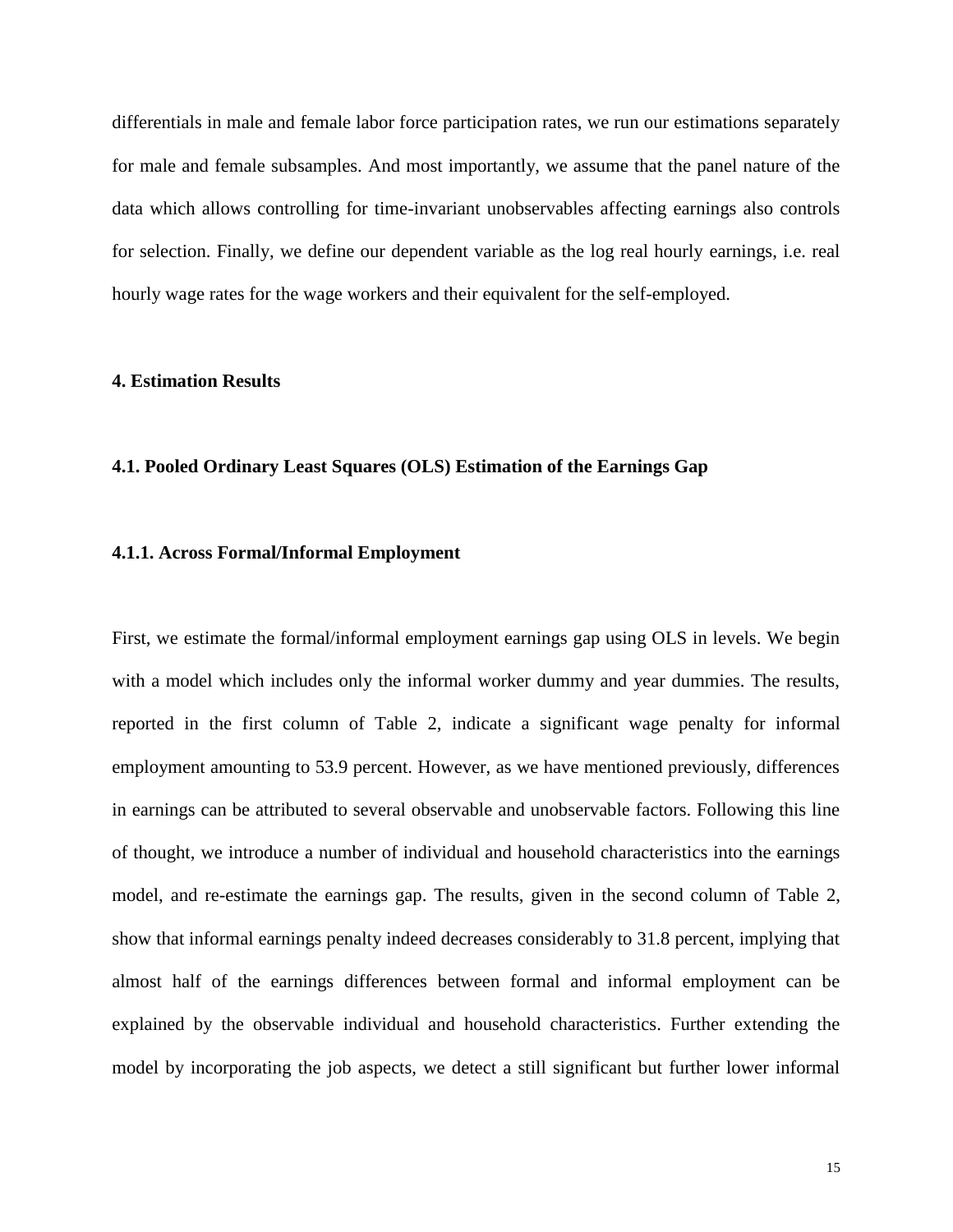differentials in male and female labor force participation rates, we run our estimations separately for male and female subsamples. And most importantly, we assume that the panel nature of the data which allows controlling for time-invariant unobservables affecting earnings also controls for selection. Finally, we define our dependent variable as the log real hourly earnings, i.e. real hourly wage rates for the wage workers and their equivalent for the self-employed.

## 4. Estimation Results

### 4.1. Pooled Ordinary Least Squares (OLS) Estimation of the Earnings Gap

#### 4.1.1. Across Formal/Informal Employment

First, we estimate the formal/informal employment earnings gap using OLS in levels. We begin with a model which includes only the informal worker dummy and year dummies. The results, reported in the first column of Table 2, indicate a significant wage penalty for informal employment amounting to 53.9 percent. However, as we have mentioned previously, differences in earnings can be attributed to several observable and unobservable factors. Following this line of thought, we introduce a number of individual and household characteristics into the earnings model, and re-estimate the earnings gap. The results, given in the second column of Table 2, show that informal earnings penalty indeed decreases considerably to 31.8 percent, implying that almost half of the earnings differences between formal and informal employment can be explained by the observable individual and household characteristics. Further extending the model by incorporating the job aspects, we detect a still significant but further lower informal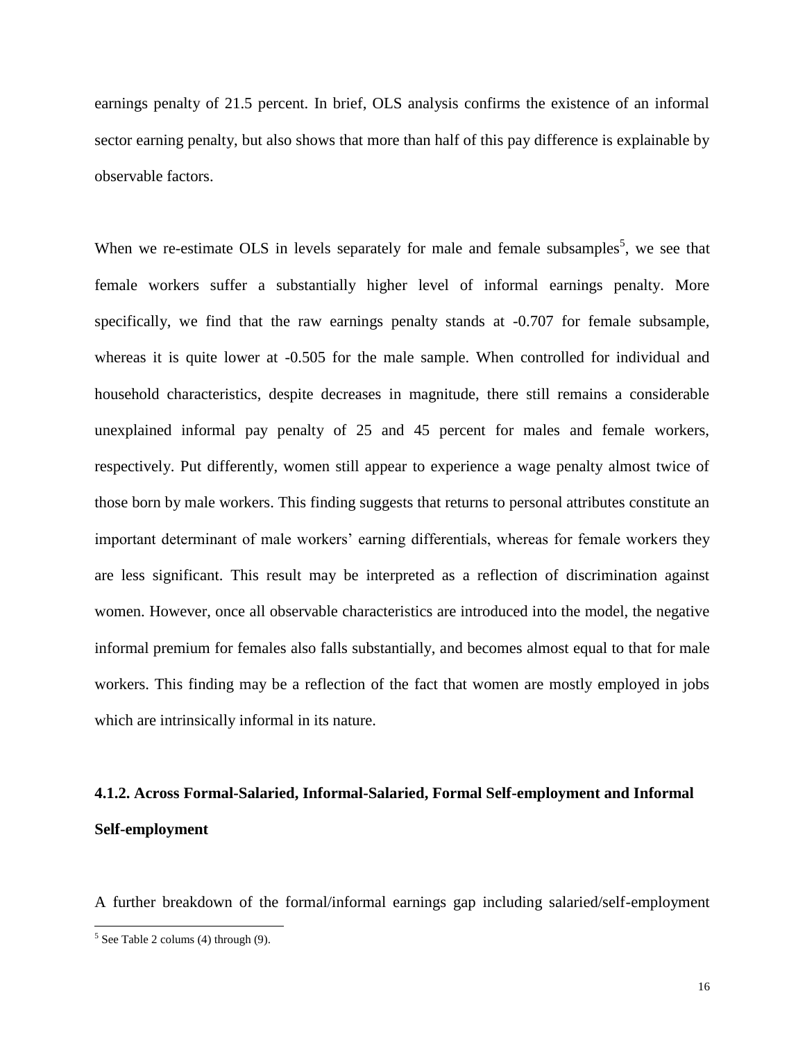earnings penalty of 21.5 percent. In brief, OLS analysis confirms the existence of an informal sector earning penalty, but also shows that more than half of this pay difference is explainable by observable factors.

When we re-estimate OLS in levels separately for male and female subsamples[5], we see that female workers suffer a substantially higher level of informal earnings penalty. More specifically, we find that the raw earnings penalty stands at -0.707 for female subsample, whereas it is quite lower at -0.505 for the male sample. When controlled for individual and household characteristics, despite decreases in magnitude, there still remains a considerable unexplained informal pay penalty of 25 and 45 percent for males and female workers, respectively. Put differently, women still appear to experience a wage penalty almost twice of those born by male workers. This finding suggests that returns to personal attributes constitute an important determinant of male workers' earning differentials, whereas for female workers they are less significant. This result may be interpreted as a reflection of discrimination against women. However, once all observable characteristics are introduced into the model, the negative informal premium for females also falls substantially, and becomes almost equal to that for male workers. This finding may be a reflection of the fact that women are mostly employed in jobs which are intrinsically informal in its nature.

#### 4.1.2. Across Formal-Salaried, Informal-Salaried, Formal Self-employment and Informal Self-employment

A further breakdown of the formal/informal earnings gap including salaried/self-employment

[5] See Table 2 colums (4) through (9).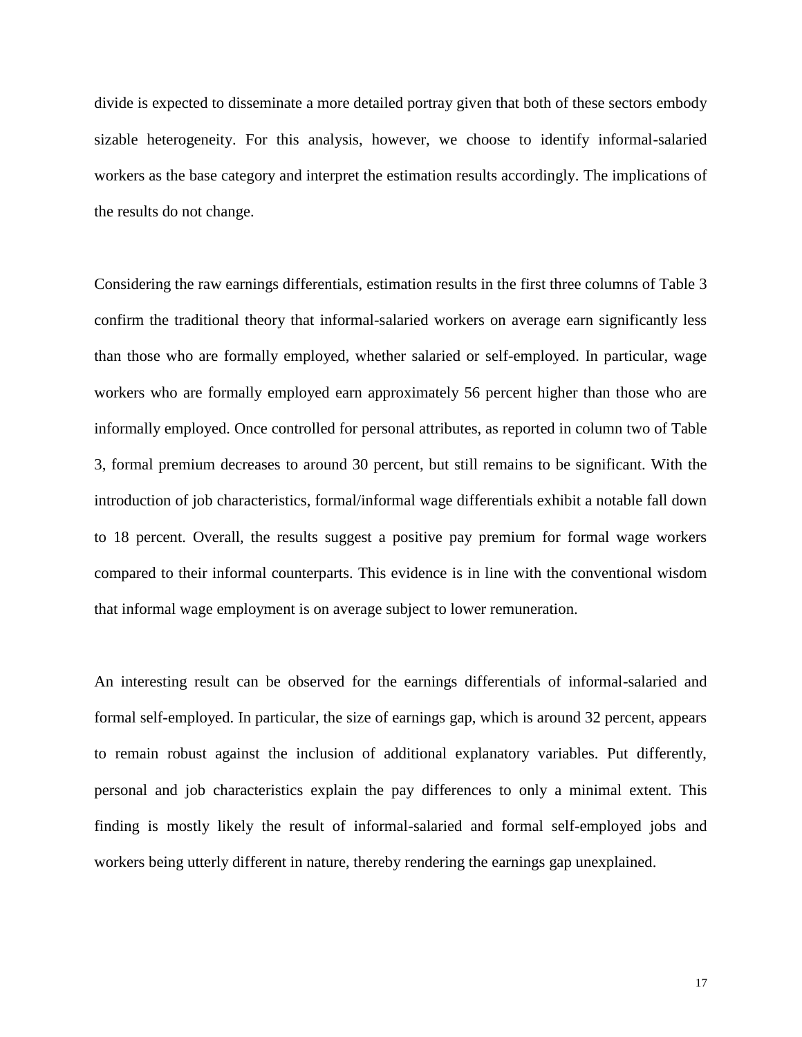divide is expected to disseminate a more detailed portray given that both of these sectors embody sizable heterogeneity. For this analysis, however, we choose to identify informal-salaried workers as the base category and interpret the estimation results accordingly. The implications of the results do not change.

Considering the raw earnings differentials, estimation results in the first three columns of Table 3 confirm the traditional theory that informal-salaried workers on average earn significantly less than those who are formally employed, whether salaried or self-employed. In particular, wage workers who are formally employed earn approximately 56 percent higher than those who are informally employed. Once controlled for personal attributes, as reported in column two of Table 3, formal premium decreases to around 30 percent, but still remains to be significant. With the introduction of job characteristics, formal/informal wage differentials exhibit a notable fall down to 18 percent. Overall, the results suggest a positive pay premium for formal wage workers compared to their informal counterparts. This evidence is in line with the conventional wisdom that informal wage employment is on average subject to lower remuneration.

An interesting result can be observed for the earnings differentials of informal-salaried and formal self-employed. In particular, the size of earnings gap, which is around 32 percent, appears to remain robust against the inclusion of additional explanatory variables. Put differently, personal and job characteristics explain the pay differences to only a minimal extent. This finding is mostly likely the result of informal-salaried and formal self-employed jobs and workers being utterly different in nature, thereby rendering the earnings gap unexplained.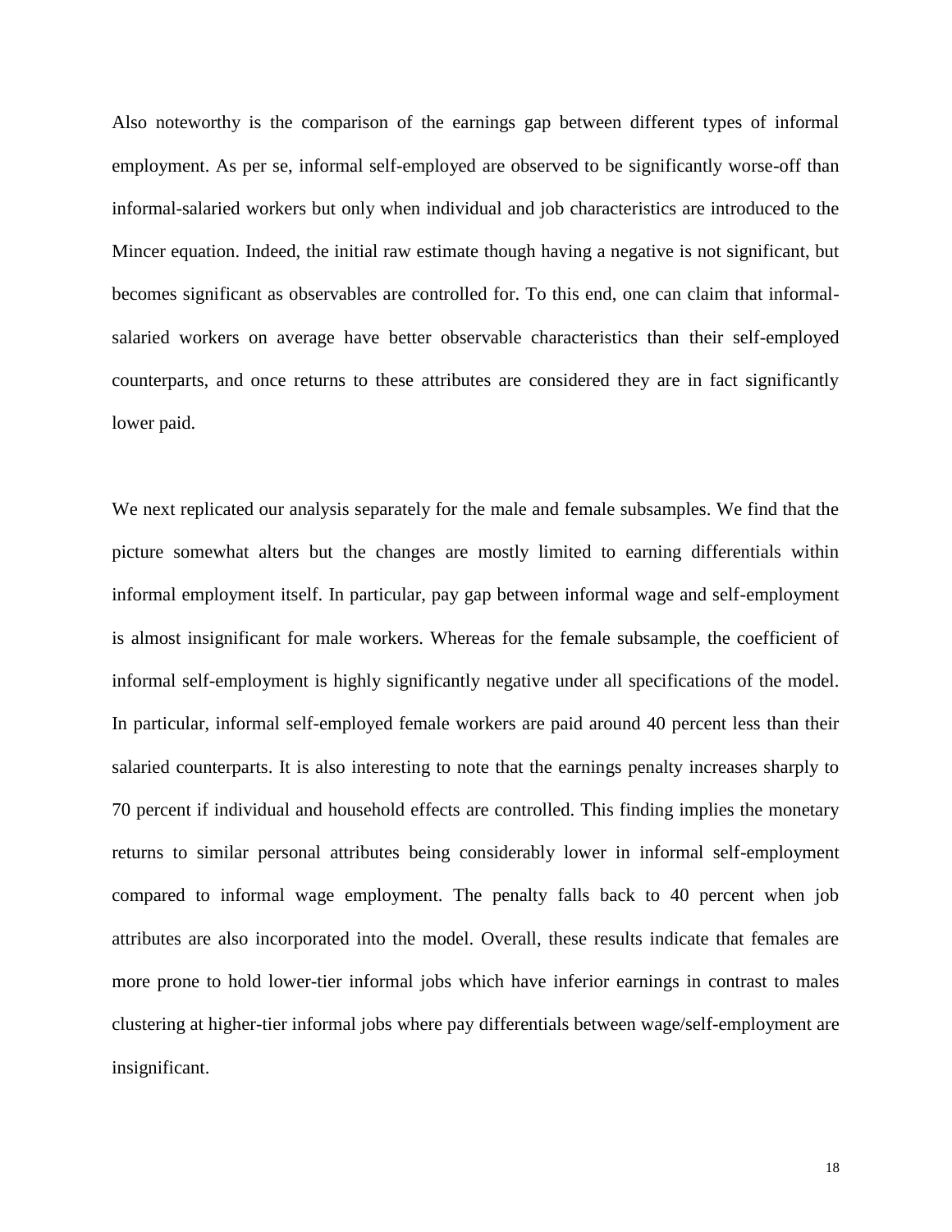Also noteworthy is the comparison of the earnings gap between different types of informal employment. As per se, informal self-employed are observed to be significantly worse-off than informal-salaried workers but only when individual and job characteristics are introduced to the Mincer equation. Indeed, the initial raw estimate though having a negative is not significant, but becomes significant as observables are controlled for. To this end, one can claim that informal-salaried workers on average have better observable characteristics than their self-employed counterparts, and once returns to these attributes are considered they are in fact significantly lower paid.

We next replicated our analysis separately for the male and female subsamples. We find that the picture somewhat alters but the changes are mostly limited to earning differentials within informal employment itself. In particular, pay gap between informal wage and self-employment is almost insignificant for male workers. Whereas for the female subsample, the coefficient of informal self-employment is highly significantly negative under all specifications of the model. In particular, informal self-employed female workers are paid around 40 percent less than their salaried counterparts. It is also interesting to note that the earnings penalty increases sharply to 70 percent if individual and household effects are controlled. This finding implies the monetary returns to similar personal attributes being considerably lower in informal self-employment compared to informal wage employment. The penalty falls back to 40 percent when job attributes are also incorporated into the model. Overall, these results indicate that females are more prone to hold lower-tier informal jobs which have inferior earnings in contrast to males clustering at higher-tier informal jobs where pay differentials between wage/self-employment are insignificant.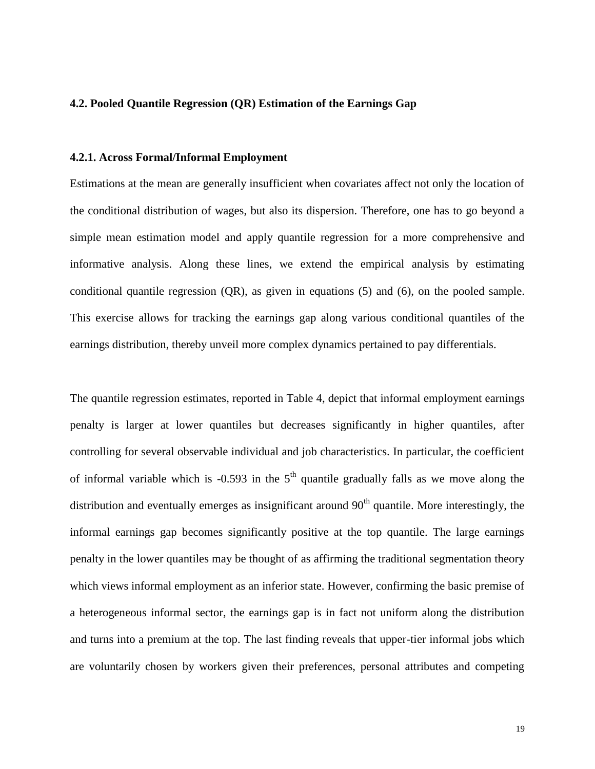### 4.2. Pooled Quantile Regression (QR) Estimation of the Earnings Gap

#### 4.2.1. Across Formal/Informal Employment

Estimations at the mean are generally insufficient when covariates affect not only the location of the conditional distribution of wages, but also its dispersion. Therefore, one has to go beyond a simple mean estimation model and apply quantile regression for a more comprehensive and informative analysis. Along these lines, we extend the empirical analysis by estimating conditional quantile regression (QR), as given in equations (5) and (6), on the pooled sample. This exercise allows for tracking the earnings gap along various conditional quantiles of the earnings distribution, thereby unveil more complex dynamics pertained to pay differentials.

The quantile regression estimates, reported in Table 4, depict that informal employment earnings penalty is larger at lower quantiles but decreases significantly in higher quantiles, after controlling for several observable individual and job characteristics. In particular, the coefficient of informal variable which is -0.593 in the $5^{th}$ quantile gradually falls as we move along the distribution and eventually emerges as insignificant around $90^{th}$ quantile. More interestingly, the informal earnings gap becomes significantly positive at the top quantile. The large earnings penalty in the lower quantiles may be thought of as affirming the traditional segmentation theory which views informal employment as an inferior state. However, confirming the basic premise of a heterogeneous informal sector, the earnings gap is in fact not uniform along the distribution and turns into a premium at the top. The last finding reveals that upper-tier informal jobs which are voluntarily chosen by workers given their preferences, personal attributes and competing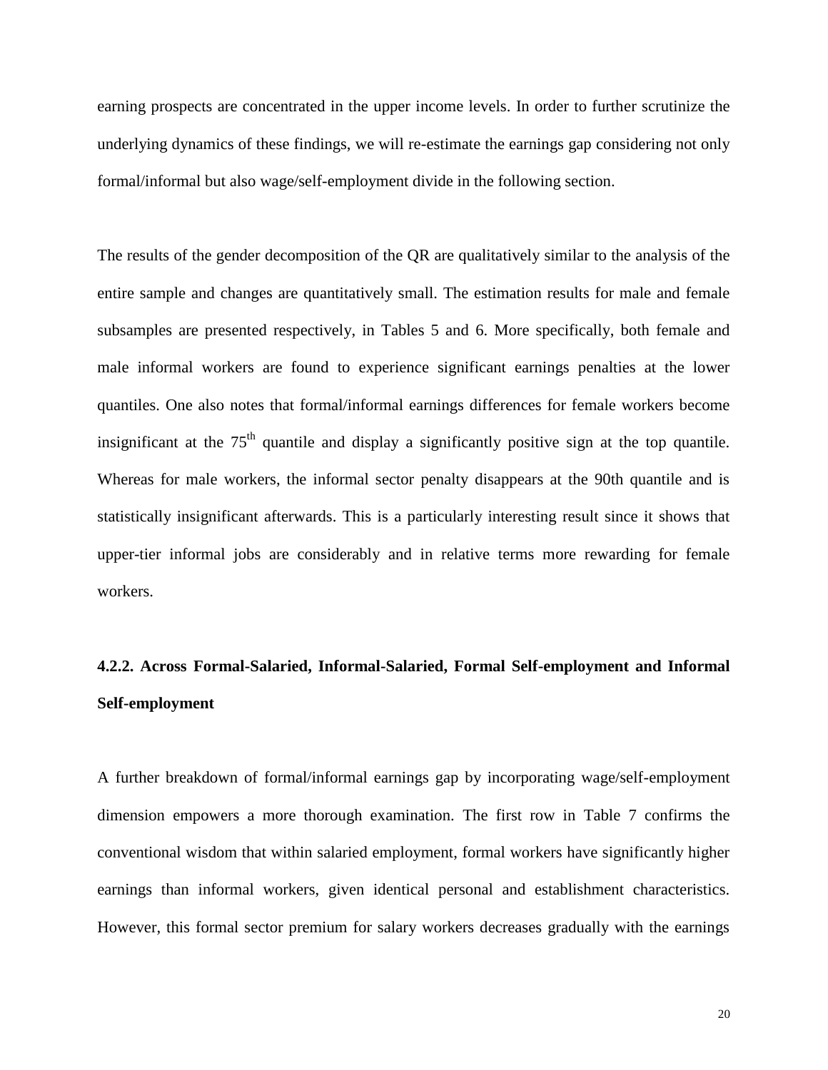earning prospects are concentrated in the upper income levels. In order to further scrutinize the underlying dynamics of these findings, we will re-estimate the earnings gap considering not only formal/informal but also wage/self-employment divide in the following section.

The results of the gender decomposition of the QR are qualitatively similar to the analysis of the entire sample and changes are quantitatively small. The estimation results for male and female subsamples are presented respectively, in Tables 5 and 6. More specifically, both female and male informal workers are found to experience significant earnings penalties at the lower quantiles. One also notes that formal/informal earnings differences for female workers become insignificant at the 75$^{th}$ quantile and display a significantly positive sign at the top quantile. Whereas for male workers, the informal sector penalty disappears at the 90th quantile and is statistically insignificant afterwards. This is a particularly interesting result since it shows that upper-tier informal jobs are considerably and in relative terms more rewarding for female workers.

#### 4.2.2. Across Formal-Salaried, Informal-Salaried, Formal Self-employment and Informal Self-employment

A further breakdown of formal/informal earnings gap by incorporating wage/self-employment dimension empowers a more thorough examination. The first row in Table 7 confirms the conventional wisdom that within salaried employment, formal workers have significantly higher earnings than informal workers, given identical personal and establishment characteristics. However, this formal sector premium for salary workers decreases gradually with the earnings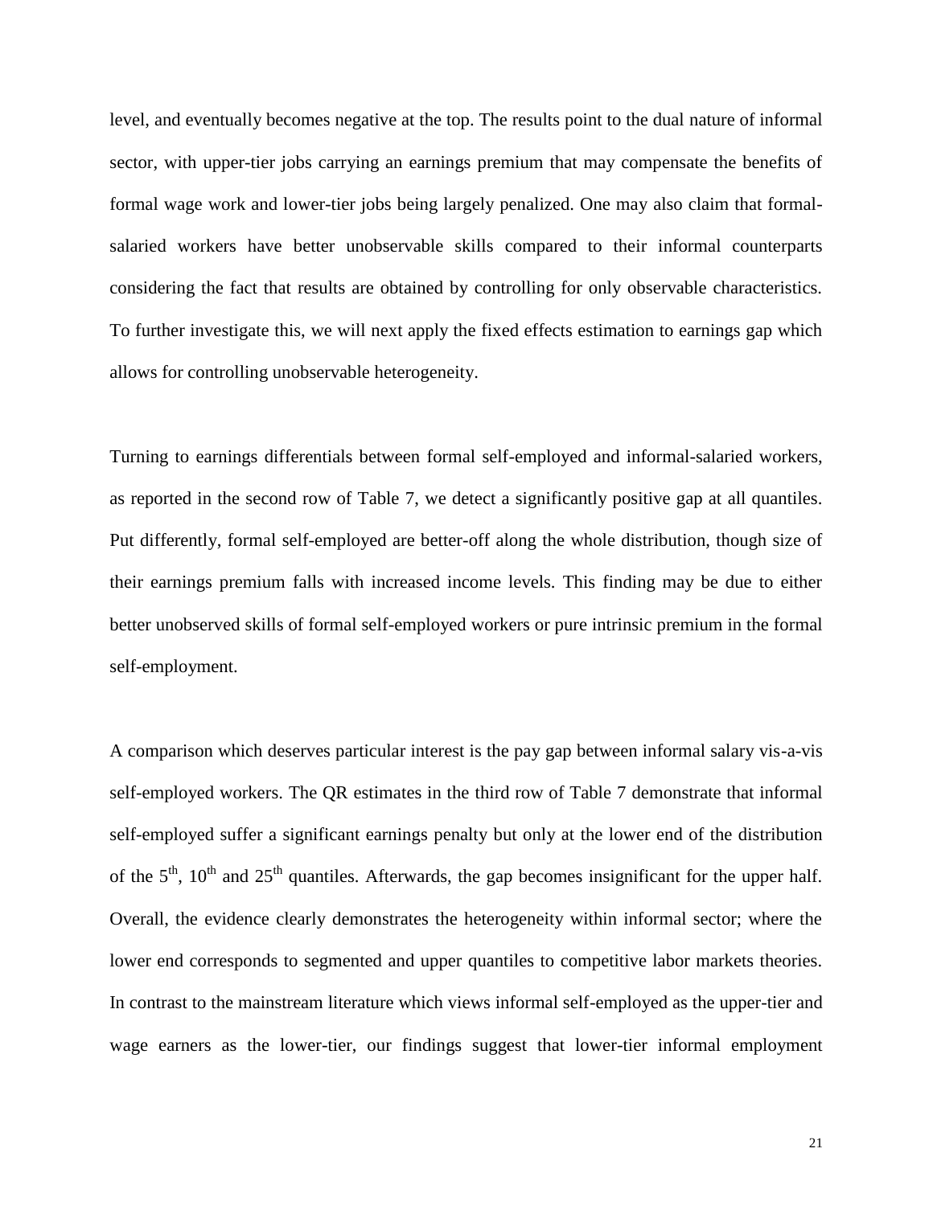level, and eventually becomes negative at the top. The results point to the dual nature of informal sector, with upper-tier jobs carrying an earnings premium that may compensate the benefits of formal wage work and lower-tier jobs being largely penalized. One may also claim that formal-salaried workers have better unobservable skills compared to their informal counterparts considering the fact that results are obtained by controlling for only observable characteristics. To further investigate this, we will next apply the fixed effects estimation to earnings gap which allows for controlling unobservable heterogeneity.

Turning to earnings differentials between formal self-employed and informal-salaried workers, as reported in the second row of Table 7, we detect a significantly positive gap at all quantiles. Put differently, formal self-employed are better-off along the whole distribution, though size of their earnings premium falls with increased income levels. This finding may be due to either better unobserved skills of formal self-employed workers or pure intrinsic premium in the formal self-employment.

A comparison which deserves particular interest is the pay gap between informal salary vis-a-vis self-employed workers. The QR estimates in the third row of Table 7 demonstrate that informal self-employed suffer a significant earnings penalty but only at the lower end of the distribution of the 5th, 10th and 25th quantiles. Afterwards, the gap becomes insignificant for the upper half. Overall, the evidence clearly demonstrates the heterogeneity within informal sector; where the lower end corresponds to segmented and upper quantiles to competitive labor markets theories. In contrast to the mainstream literature which views informal self-employed as the upper-tier and wage earners as the lower-tier, our findings suggest that lower-tier informal employment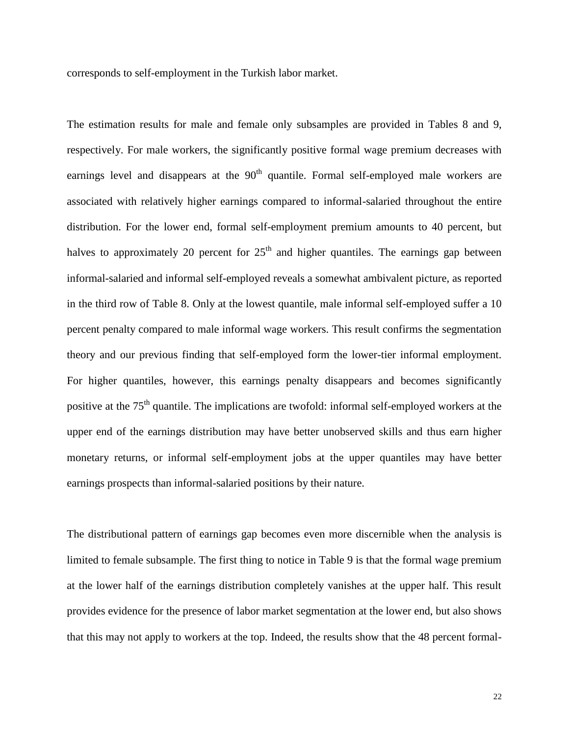corresponds to self-employment in the Turkish labor market.

The estimation results for male and female only subsamples are provided in Tables 8 and 9, respectively. For male workers, the significantly positive formal wage premium decreases with earnings level and disappears at the 90th quantile. Formal self-employed male workers are associated with relatively higher earnings compared to informal-salaried throughout the entire distribution. For the lower end, formal self-employment premium amounts to 40 percent, but halves to approximately 20 percent for 25th and higher quantiles. The earnings gap between informal-salaried and informal self-employed reveals a somewhat ambivalent picture, as reported in the third row of Table 8. Only at the lowest quantile, male informal self-employed suffer a 10 percent penalty compared to male informal wage workers. This result confirms the segmentation theory and our previous finding that self-employed form the lower-tier informal employment. For higher quantiles, however, this earnings penalty disappears and becomes significantly positive at the 75th quantile. The implications are twofold: informal self-employed workers at the upper end of the earnings distribution may have better unobserved skills and thus earn higher monetary returns, or informal self-employment jobs at the upper quantiles may have better earnings prospects than informal-salaried positions by their nature.

The distributional pattern of earnings gap becomes even more discernible when the analysis is limited to female subsample. The first thing to notice in Table 9 is that the formal wage premium at the lower half of the earnings distribution completely vanishes at the upper half. This result provides evidence for the presence of labor market segmentation at the lower end, but also shows that this may not apply to workers at the top. Indeed, the results show that the 48 percent formal-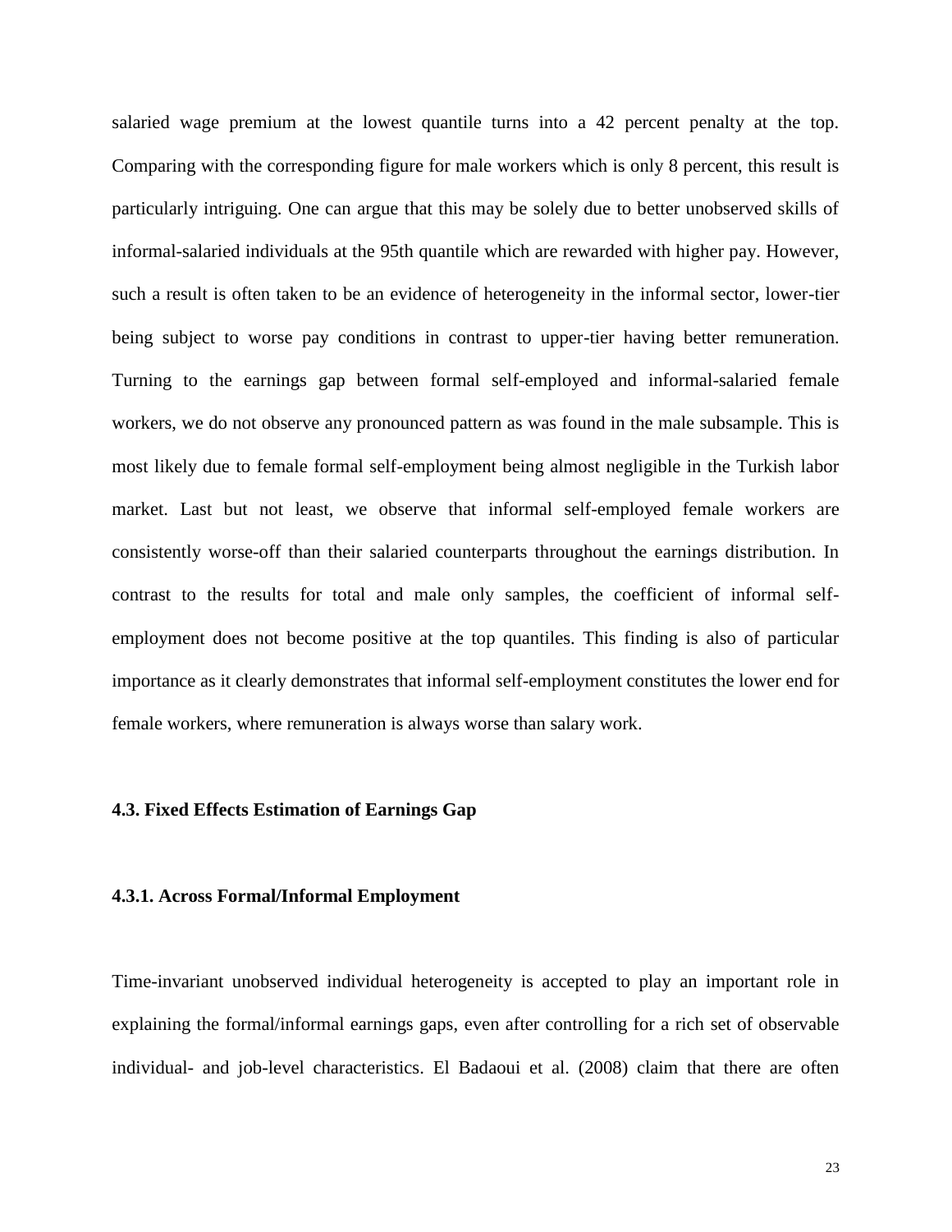salaried wage premium at the lowest quantile turns into a 42 percent penalty at the top. Comparing with the corresponding figure for male workers which is only 8 percent, this result is particularly intriguing. One can argue that this may be solely due to better unobserved skills of informal-salaried individuals at the 95th quantile which are rewarded with higher pay. However, such a result is often taken to be an evidence of heterogeneity in the informal sector, lower-tier being subject to worse pay conditions in contrast to upper-tier having better remuneration. Turning to the earnings gap between formal self-employed and informal-salaried female workers, we do not observe any pronounced pattern as was found in the male subsample. This is most likely due to female formal self-employment being almost negligible in the Turkish labor market. Last but not least, we observe that informal self-employed female workers are consistently worse-off than their salaried counterparts throughout the earnings distribution. In contrast to the results for total and male only samples, the coefficient of informal self-employment does not become positive at the top quantiles. This finding is also of particular importance as it clearly demonstrates that informal self-employment constitutes the lower end for female workers, where remuneration is always worse than salary work.

### 4.3. Fixed Effects Estimation of Earnings Gap

#### 4.3.1. Across Formal/Informal Employment

Time-invariant unobserved individual heterogeneity is accepted to play an important role in explaining the formal/informal earnings gaps, even after controlling for a rich set of observable individual- and job-level characteristics. El Badaoui et al. (2008) claim that there are often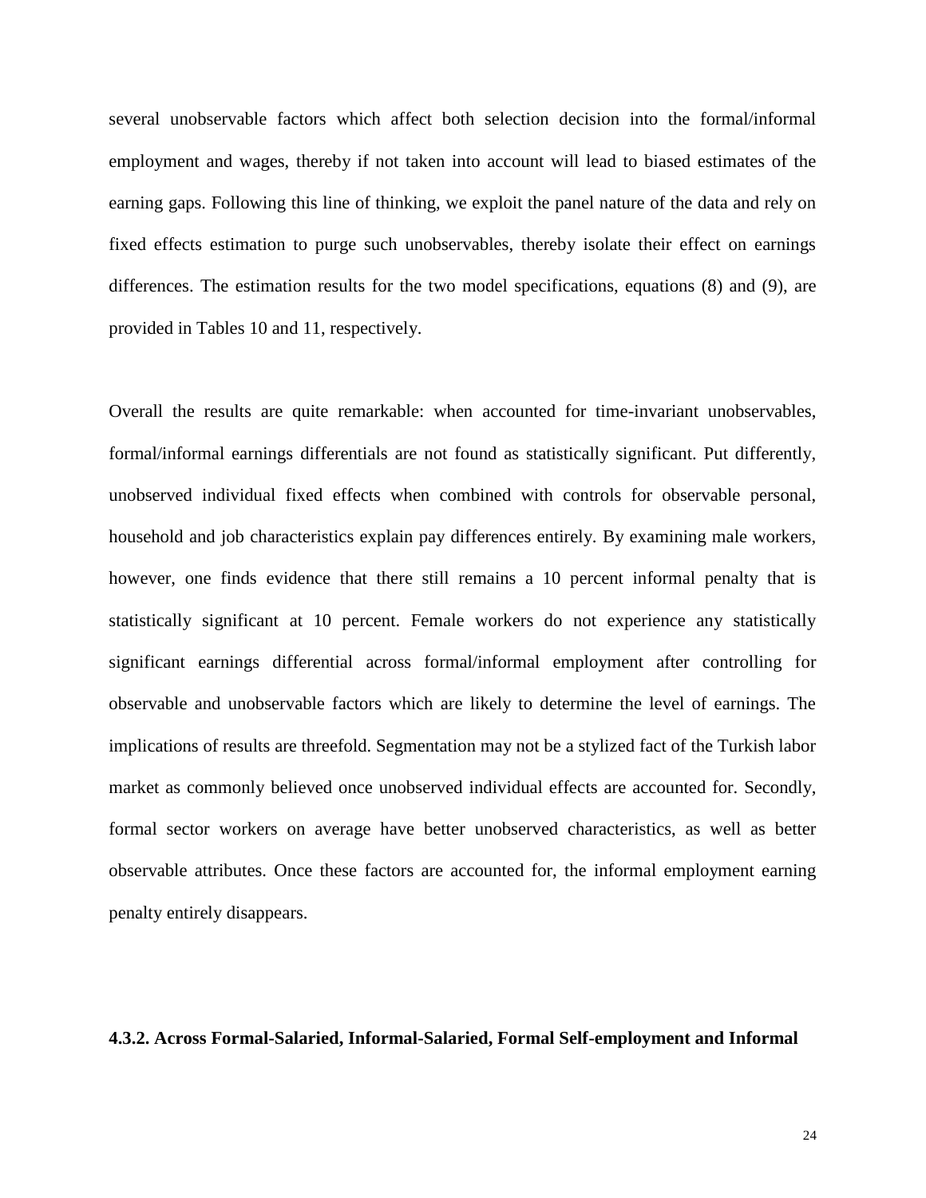several unobservable factors which affect both selection decision into the formal/informal employment and wages, thereby if not taken into account will lead to biased estimates of the earning gaps. Following this line of thinking, we exploit the panel nature of the data and rely on fixed effects estimation to purge such unobservables, thereby isolate their effect on earnings differences. The estimation results for the two model specifications, equations (8) and (9), are provided in Tables 10 and 11, respectively.

Overall the results are quite remarkable: when accounted for time-invariant unobservables, formal/informal earnings differentials are not found as statistically significant. Put differently, unobserved individual fixed effects when combined with controls for observable personal, household and job characteristics explain pay differences entirely. By examining male workers, however, one finds evidence that there still remains a 10 percent informal penalty that is statistically significant at 10 percent. Female workers do not experience any statistically significant earnings differential across formal/informal employment after controlling for observable and unobservable factors which are likely to determine the level of earnings. The implications of results are threefold. Segmentation may not be a stylized fact of the Turkish labor market as commonly believed once unobserved individual effects are accounted for. Secondly, formal sector workers on average have better unobserved characteristics, as well as better observable attributes. Once these factors are accounted for, the informal employment earning penalty entirely disappears.

#### 4.3.2. Across Formal-Salaried, Informal-Salaried, Formal Self-employment and Informal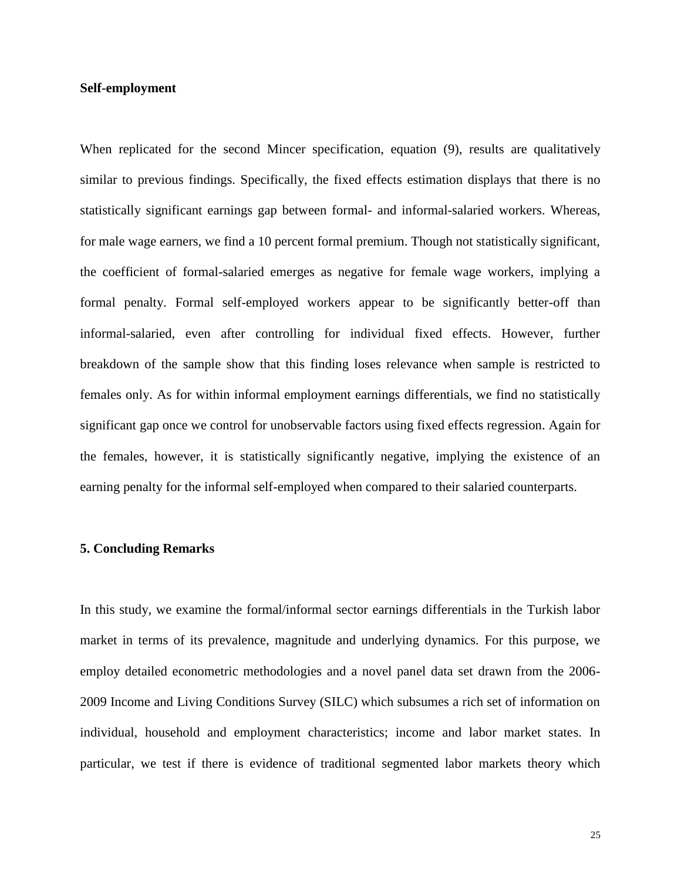**Self-employment**

When replicated for the second Mincer specification, equation (9), results are qualitatively similar to previous findings. Specifically, the fixed effects estimation displays that there is no statistically significant earnings gap between formal- and informal-salaried workers. Whereas, for male wage earners, we find a 10 percent formal premium. Though not statistically significant, the coefficient of formal-salaried emerges as negative for female wage workers, implying a formal penalty. Formal self-employed workers appear to be significantly better-off than informal-salaried, even after controlling for individual fixed effects. However, further breakdown of the sample show that this finding loses relevance when sample is restricted to females only. As for within informal employment earnings differentials, we find no statistically significant gap once we control for unobservable factors using fixed effects regression. Again for the females, however, it is statistically significantly negative, implying the existence of an earning penalty for the informal self-employed when compared to their salaried counterparts.

## 5. Concluding Remarks

In this study, we examine the formal/informal sector earnings differentials in the Turkish labor market in terms of its prevalence, magnitude and underlying dynamics. For this purpose, we employ detailed econometric methodologies and a novel panel data set drawn from the 2006-2009 Income and Living Conditions Survey (SILC) which subsumes a rich set of information on individual, household and employment characteristics; income and labor market states. In particular, we test if there is evidence of traditional segmented labor markets theory which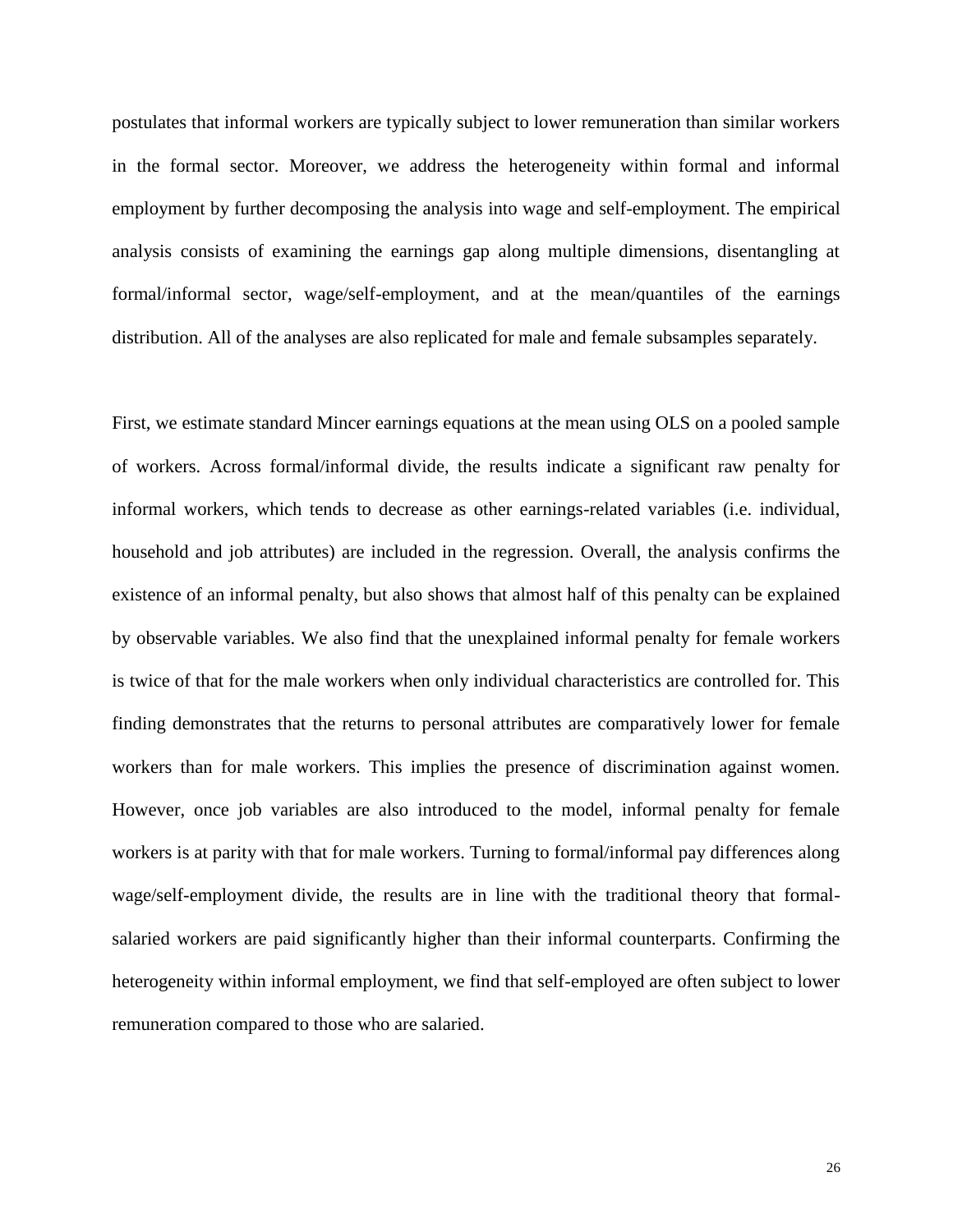postulates that informal workers are typically subject to lower remuneration than similar workers in the formal sector. Moreover, we address the heterogeneity within formal and informal employment by further decomposing the analysis into wage and self-employment. The empirical analysis consists of examining the earnings gap along multiple dimensions, disentangling at formal/informal sector, wage/self-employment, and at the mean/quantiles of the earnings distribution. All of the analyses are also replicated for male and female subsamples separately.

First, we estimate standard Mincer earnings equations at the mean using OLS on a pooled sample of workers. Across formal/informal divide, the results indicate a significant raw penalty for informal workers, which tends to decrease as other earnings-related variables (i.e. individual, household and job attributes) are included in the regression. Overall, the analysis confirms the existence of an informal penalty, but also shows that almost half of this penalty can be explained by observable variables. We also find that the unexplained informal penalty for female workers is twice of that for the male workers when only individual characteristics are controlled for. This finding demonstrates that the returns to personal attributes are comparatively lower for female workers than for male workers. This implies the presence of discrimination against women. However, once job variables are also introduced to the model, informal penalty for female workers is at parity with that for male workers. Turning to formal/informal pay differences along wage/self-employment divide, the results are in line with the traditional theory that formal-salaried workers are paid significantly higher than their informal counterparts. Confirming the heterogeneity within informal employment, we find that self-employed are often subject to lower remuneration compared to those who are salaried.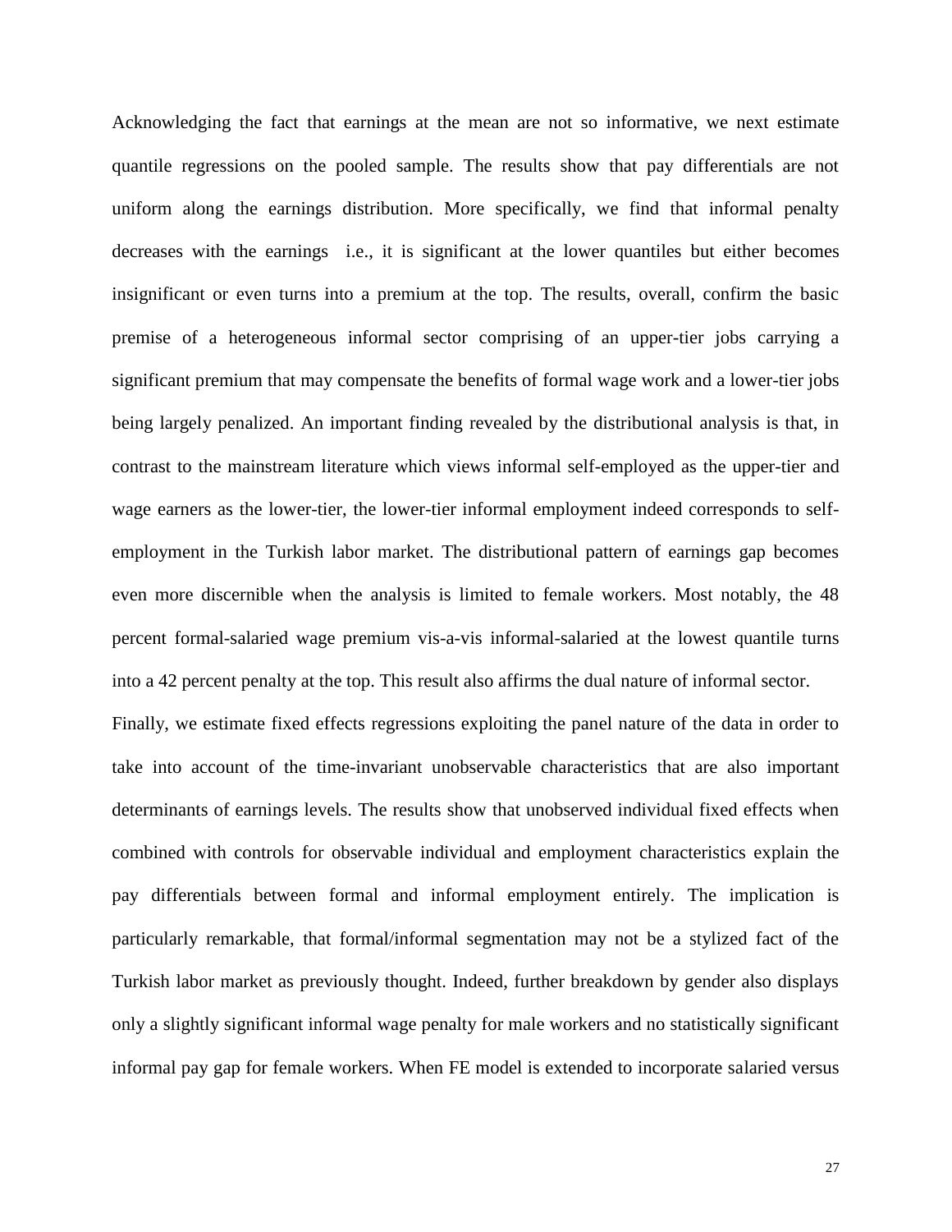Acknowledging the fact that earnings at the mean are not so informative, we next estimate quantile regressions on the pooled sample. The results show that pay differentials are not uniform along the earnings distribution. More specifically, we find that informal penalty decreases with the earnings  i.e., it is significant at the lower quantiles but either becomes insignificant or even turns into a premium at the top. The results, overall, confirm the basic premise of a heterogeneous informal sector comprising of an upper-tier jobs carrying a significant premium that may compensate the benefits of formal wage work and a lower-tier jobs being largely penalized. An important finding revealed by the distributional analysis is that, in contrast to the mainstream literature which views informal self-employed as the upper-tier and wage earners as the lower-tier, the lower-tier informal employment indeed corresponds to self-employment in the Turkish labor market. The distributional pattern of earnings gap becomes even more discernible when the analysis is limited to female workers. Most notably, the 48 percent formal-salaried wage premium vis-a-vis informal-salaried at the lowest quantile turns into a 42 percent penalty at the top. This result also affirms the dual nature of informal sector.

Finally, we estimate fixed effects regressions exploiting the panel nature of the data in order to take into account of the time-invariant unobservable characteristics that are also important determinants of earnings levels. The results show that unobserved individual fixed effects when combined with controls for observable individual and employment characteristics explain the pay differentials between formal and informal employment entirely. The implication is particularly remarkable, that formal/informal segmentation may not be a stylized fact of the Turkish labor market as previously thought. Indeed, further breakdown by gender also displays only a slightly significant informal wage penalty for male workers and no statistically significant informal pay gap for female workers. When FE model is extended to incorporate salaried versus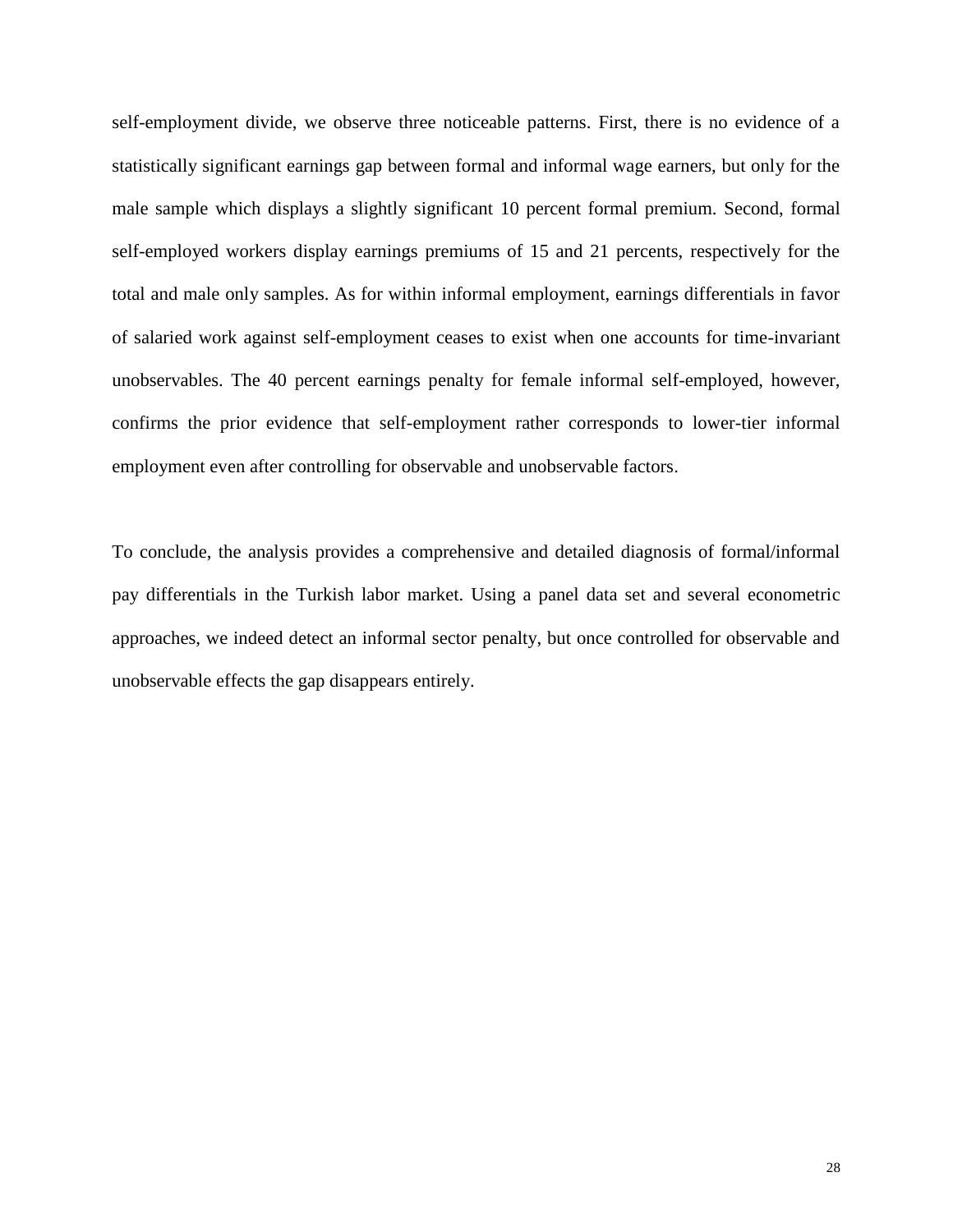self-employment divide, we observe three noticeable patterns. First, there is no evidence of a statistically significant earnings gap between formal and informal wage earners, but only for the male sample which displays a slightly significant 10 percent formal premium. Second, formal self-employed workers display earnings premiums of 15 and 21 percents, respectively for the total and male only samples. As for within informal employment, earnings differentials in favor of salaried work against self-employment ceases to exist when one accounts for time-invariant unobservables. The 40 percent earnings penalty for female informal self-employed, however, confirms the prior evidence that self-employment rather corresponds to lower-tier informal employment even after controlling for observable and unobservable factors.

To conclude, the analysis provides a comprehensive and detailed diagnosis of formal/informal pay differentials in the Turkish labor market. Using a panel data set and several econometric approaches, we indeed detect an informal sector penalty, but once controlled for observable and unobservable effects the gap disappears entirely.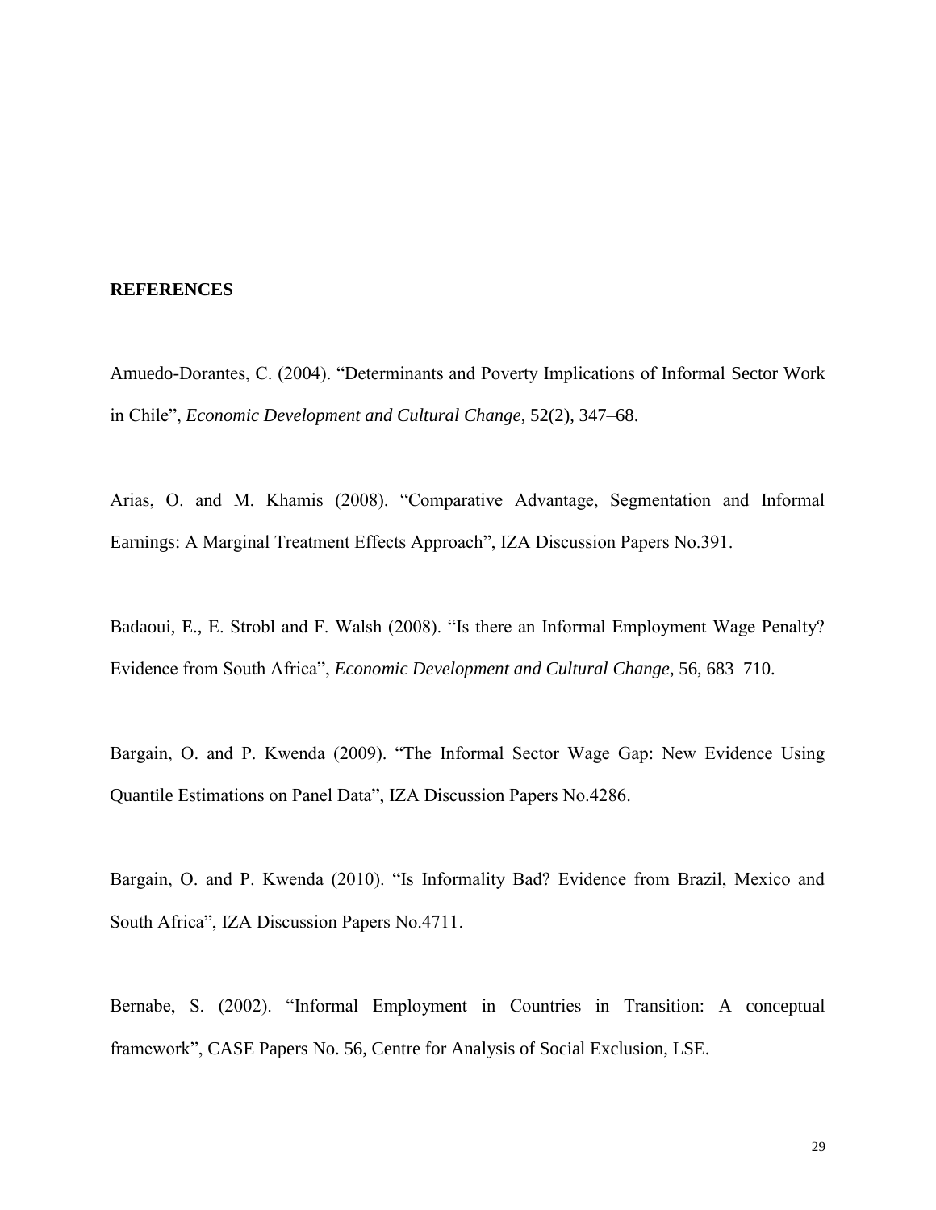**REFERENCES**

Amuedo-Dorantes, C. (2004). “Determinants and Poverty Implications of Informal Sector Work in Chile”, *Economic Development and Cultural Change*, 52(2), 347–68.

Arias, O. and M. Khamis (2008). “Comparative Advantage, Segmentation and Informal Earnings: A Marginal Treatment Effects Approach”, IZA Discussion Papers No.391.

Badaoui, E., E. Strobl and F. Walsh (2008). “Is there an Informal Employment Wage Penalty? Evidence from South Africa”, *Economic Development and Cultural Change*, 56, 683–710.

Bargain, O. and P. Kwenda (2009). “The Informal Sector Wage Gap: New Evidence Using Quantile Estimations on Panel Data”, IZA Discussion Papers No.4286.

Bargain, O. and P. Kwenda (2010). “Is Informality Bad? Evidence from Brazil, Mexico and South Africa”, IZA Discussion Papers No.4711.

Bernabe, S. (2002). “Informal Employment in Countries in Transition: A conceptual framework”, CASE Papers No. 56, Centre for Analysis of Social Exclusion, LSE.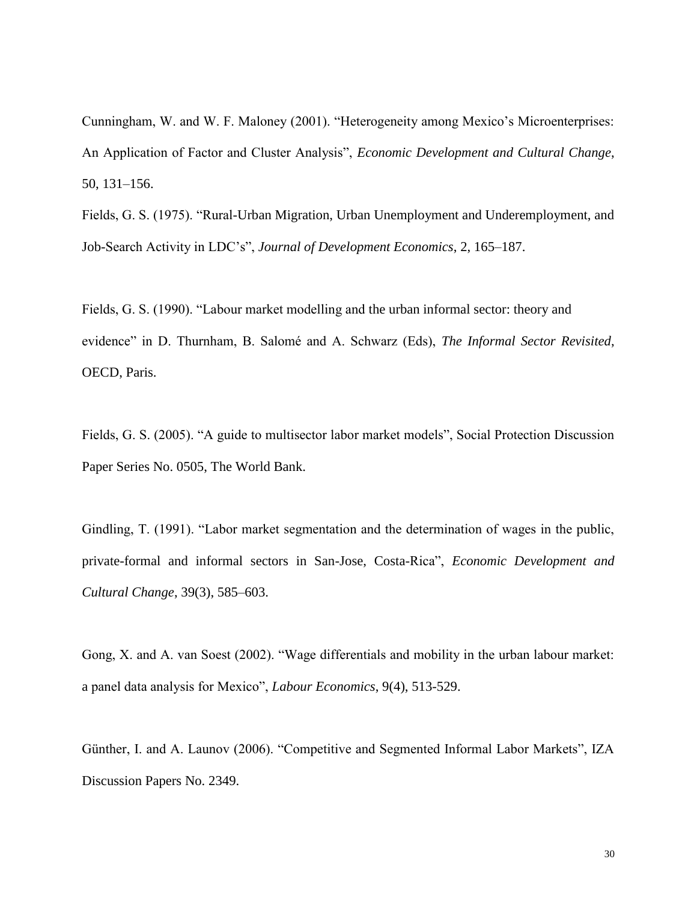Cunningham, W. and W. F. Maloney (2001). "Heterogeneity among Mexico's Microenterprises: An Application of Factor and Cluster Analysis", *Economic Development and Cultural Change*, 50, 131–156.

Fields, G. S. (1975). "Rural-Urban Migration, Urban Unemployment and Underemployment, and Job-Search Activity in LDC's", *Journal of Development Economics*, 2, 165–187.

Fields, G. S. (1990). "Labour market modelling and the urban informal sector: theory and evidence" in D. Thurnham, B. Salomé and A. Schwarz (Eds), *The Informal Sector Revisited*, OECD, Paris.

Fields, G. S. (2005). "A guide to multisector labor market models", Social Protection Discussion Paper Series No. 0505, The World Bank.

Gindling, T. (1991). "Labor market segmentation and the determination of wages in the public, private-formal and informal sectors in San-Jose, Costa-Rica", *Economic Development and Cultural Change*, 39(3), 585–603.

Gong, X. and A. van Soest (2002). "Wage differentials and mobility in the urban labour market: a panel data analysis for Mexico", *Labour Economics*, 9(4), 513-529.

Günther, I. and A. Launov (2006). "Competitive and Segmented Informal Labor Markets", IZA Discussion Papers No. 2349.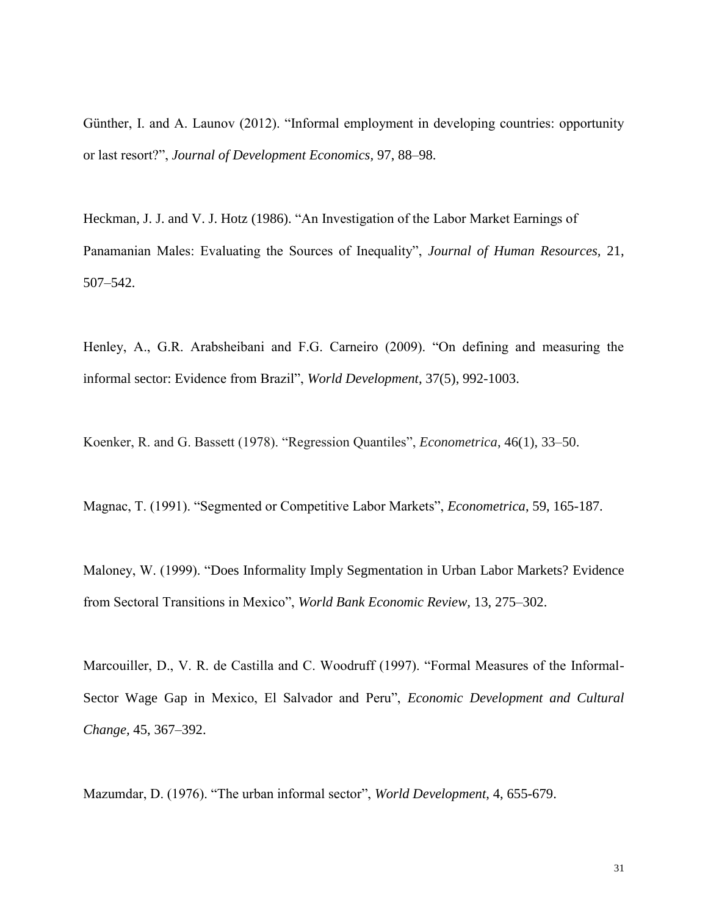Günther, I. and A. Launov (2012). “Informal employment in developing countries: opportunity or last resort?”, *Journal of Development Economics,* 97, 88–98.

Heckman, J. J. and V. J. Hotz (1986). “An Investigation of the Labor Market Earnings of Panamanian Males: Evaluating the Sources of Inequality”, *Journal of Human Resources,* 21, 507–542.

Henley, A., G.R. Arabsheibani and F.G. Carneiro (2009). “On defining and measuring the informal sector: Evidence from Brazil”, *World Development*, 37(5), 992-1003.

Koenker, R. and G. Bassett (1978). “Regression Quantiles”, *Econometrica*, 46(1), 33–50.

Magnac, T. (1991). “Segmented or Competitive Labor Markets”, *Econometrica,* 59, 165-187.

Maloney, W. (1999). “Does Informality Imply Segmentation in Urban Labor Markets? Evidence from Sectoral Transitions in Mexico”, *World Bank Economic Review,* 13, 275–302.

Marcouiller, D., V. R. de Castilla and C. Woodruff (1997). “Formal Measures of the Informal-Sector Wage Gap in Mexico, El Salvador and Peru”, *Economic Development and Cultural Change,* 45, 367–392.

Mazumdar, D. (1976). “The urban informal sector”, *World Development,* 4, 655-679.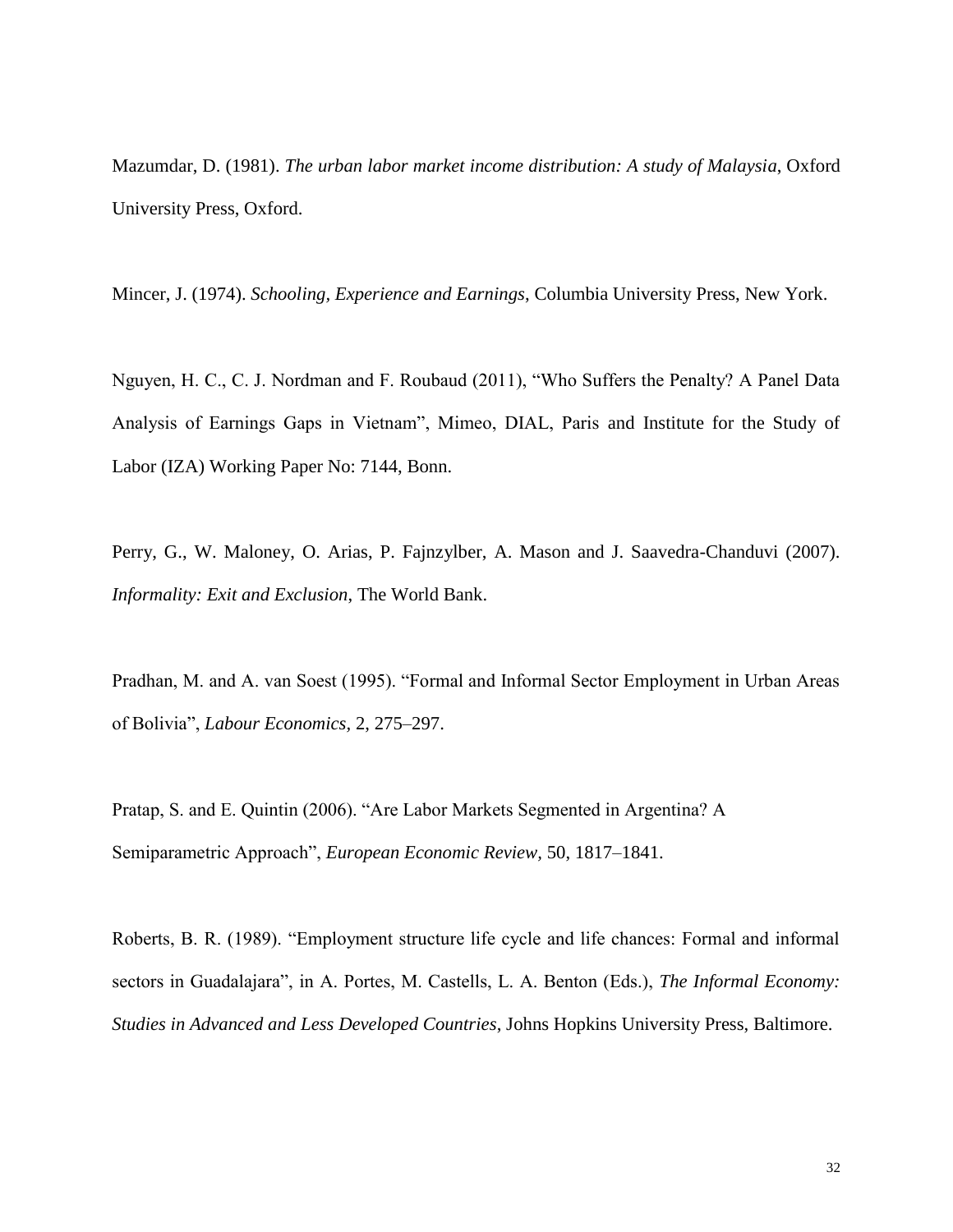Mazumdar, D. (1981). *The urban labor market income distribution: A study of Malaysia*, Oxford University Press, Oxford.

Mincer, J. (1974). *Schooling, Experience and Earnings*, Columbia University Press, New York.

Nguyen, H. C., C. J. Nordman and F. Roubaud (2011), "Who Suffers the Penalty? A Panel Data Analysis of Earnings Gaps in Vietnam", Mimeo, DIAL, Paris and Institute for the Study of Labor (IZA) Working Paper No: 7144, Bonn.

Perry, G., W. Maloney, O. Arias, P. Fajnzylber, A. Mason and J. Saavedra-Chanduvi (2007). *Informality: Exit and Exclusion*, The World Bank.

Pradhan, M. and A. van Soest (1995). "Formal and Informal Sector Employment in Urban Areas of Bolivia", *Labour Economics,* 2, 275–297.

Pratap, S. and E. Quintin (2006). "Are Labor Markets Segmented in Argentina? A Semiparametric Approach", *European Economic Review,* 50, 1817–1841.

Roberts, B. R. (1989). "Employment structure life cycle and life chances: Formal and informal sectors in Guadalajara", in A. Portes, M. Castells, L. A. Benton (Eds.), *The Informal Economy: Studies in Advanced and Less Developed Countries*, Johns Hopkins University Press, Baltimore.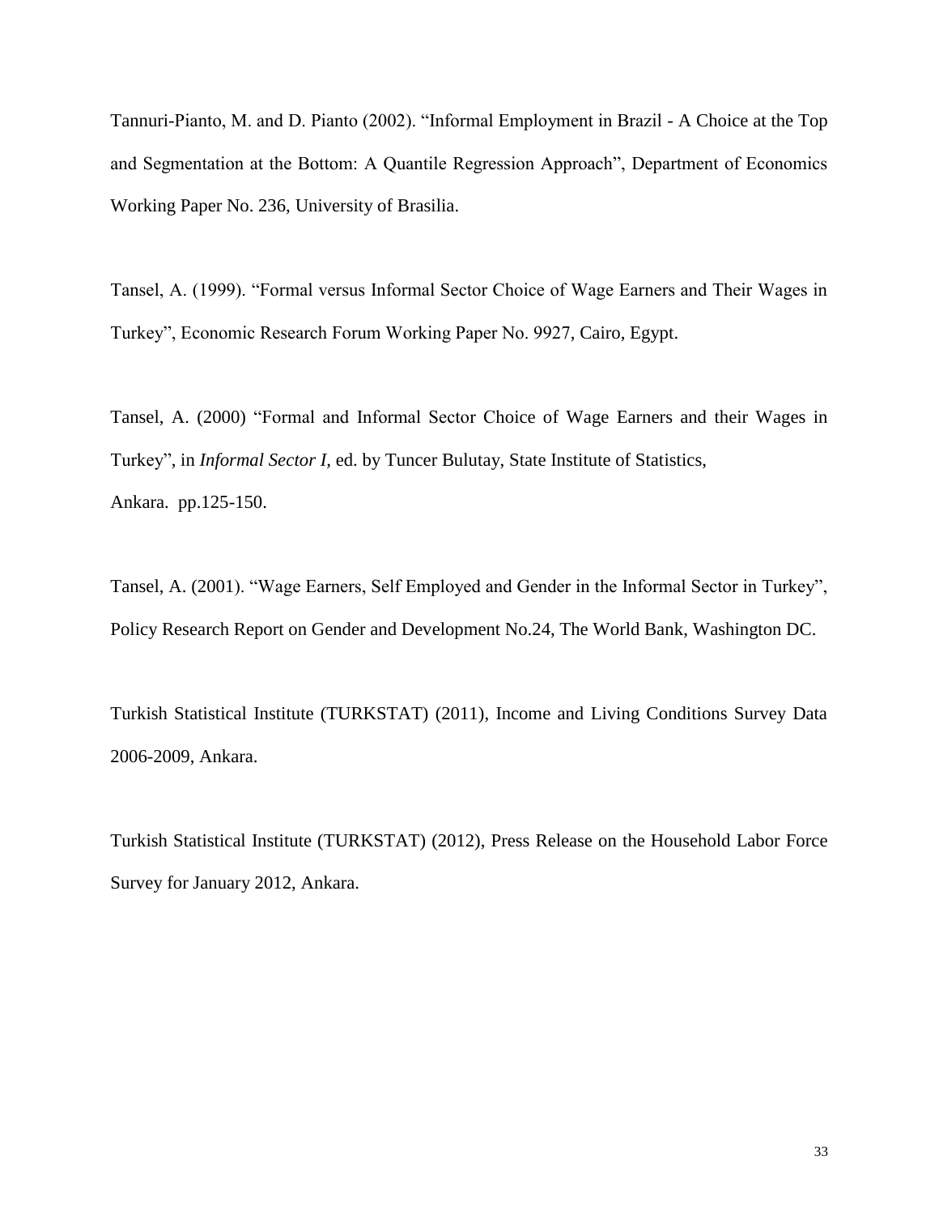Tannuri-Pianto, M. and D. Pianto (2002). "Informal Employment in Brazil - A Choice at the Top and Segmentation at the Bottom: A Quantile Regression Approach", Department of Economics Working Paper No. 236, University of Brasilia.

Tansel, A. (1999). "Formal versus Informal Sector Choice of Wage Earners and Their Wages in Turkey", Economic Research Forum Working Paper No. 9927, Cairo, Egypt.

Tansel, A. (2000) "Formal and Informal Sector Choice of Wage Earners and their Wages in Turkey", in *Informal Sector I,* ed. by Tuncer Bulutay, State Institute of Statistics, Ankara. pp.125-150.

Tansel, A. (2001). "Wage Earners, Self Employed and Gender in the Informal Sector in Turkey", Policy Research Report on Gender and Development No.24, The World Bank, Washington DC.

Turkish Statistical Institute (TURKSTAT) (2011), Income and Living Conditions Survey Data 2006-2009, Ankara.

Turkish Statistical Institute (TURKSTAT) (2012), Press Release on the Household Labor Force Survey for January 2012, Ankara.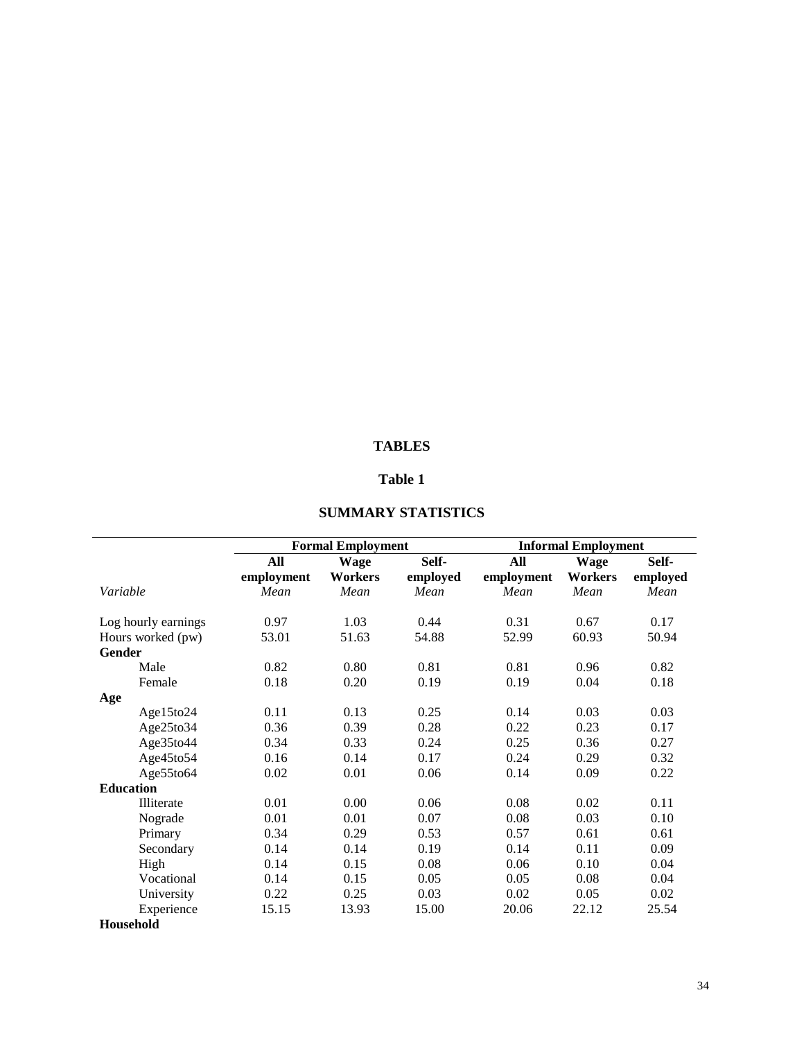# TABLES

## Table 1

## SUMMARY STATISTICS

| | Formal Employment | | | Informal Employment | | |
|---|---|---|---|---|---|---|
| | **All employment** | **Wage Workers** | **Self-employed** | **All employment** | **Wage Workers** | **Self-employed** |
| *Variable* | *Mean* | *Mean* | *Mean* | *Mean* | *Mean* | *Mean* |
| Log hourly earnings | 0.97 | 1.03 | 0.44 | 0.31 | 0.67 | 0.17 |
| Hours worked (pw) | 53.01 | 51.63 | 54.88 | 52.99 | 60.93 | 50.94 |
| **Gender** | | | | | | |
| Male | 0.82 | 0.80 | 0.81 | 0.81 | 0.96 | 0.82 |
| Female | 0.18 | 0.20 | 0.19 | 0.19 | 0.04 | 0.18 |
| **Age** | | | | | | |
| Age15to24 | 0.11 | 0.13 | 0.25 | 0.14 | 0.03 | 0.03 |
| Age25to34 | 0.36 | 0.39 | 0.28 | 0.22 | 0.23 | 0.17 |
| Age35to44 | 0.34 | 0.33 | 0.24 | 0.25 | 0.36 | 0.27 |
| Age45to54 | 0.16 | 0.14 | 0.17 | 0.24 | 0.29 | 0.32 |
| Age55to64 | 0.02 | 0.01 | 0.06 | 0.14 | 0.09 | 0.22 |
| **Education** | | | | | | |
| Illiterate | 0.01 | 0.00 | 0.06 | 0.08 | 0.02 | 0.11 |
| Nograde | 0.01 | 0.01 | 0.07 | 0.08 | 0.03 | 0.10 |
| Primary | 0.34 | 0.29 | 0.53 | 0.57 | 0.61 | 0.61 |
| Secondary | 0.14 | 0.14 | 0.19 | 0.14 | 0.11 | 0.09 |
| High | 0.14 | 0.15 | 0.08 | 0.06 | 0.10 | 0.04 |
| Vocational | 0.14 | 0.15 | 0.05 | 0.05 | 0.08 | 0.04 |
| University | 0.22 | 0.25 | 0.03 | 0.02 | 0.05 | 0.02 |
| Experience | 15.15 | 13.93 | 15.00 | 20.06 | 22.12 | 25.54 |
| **Household** | | | | | | |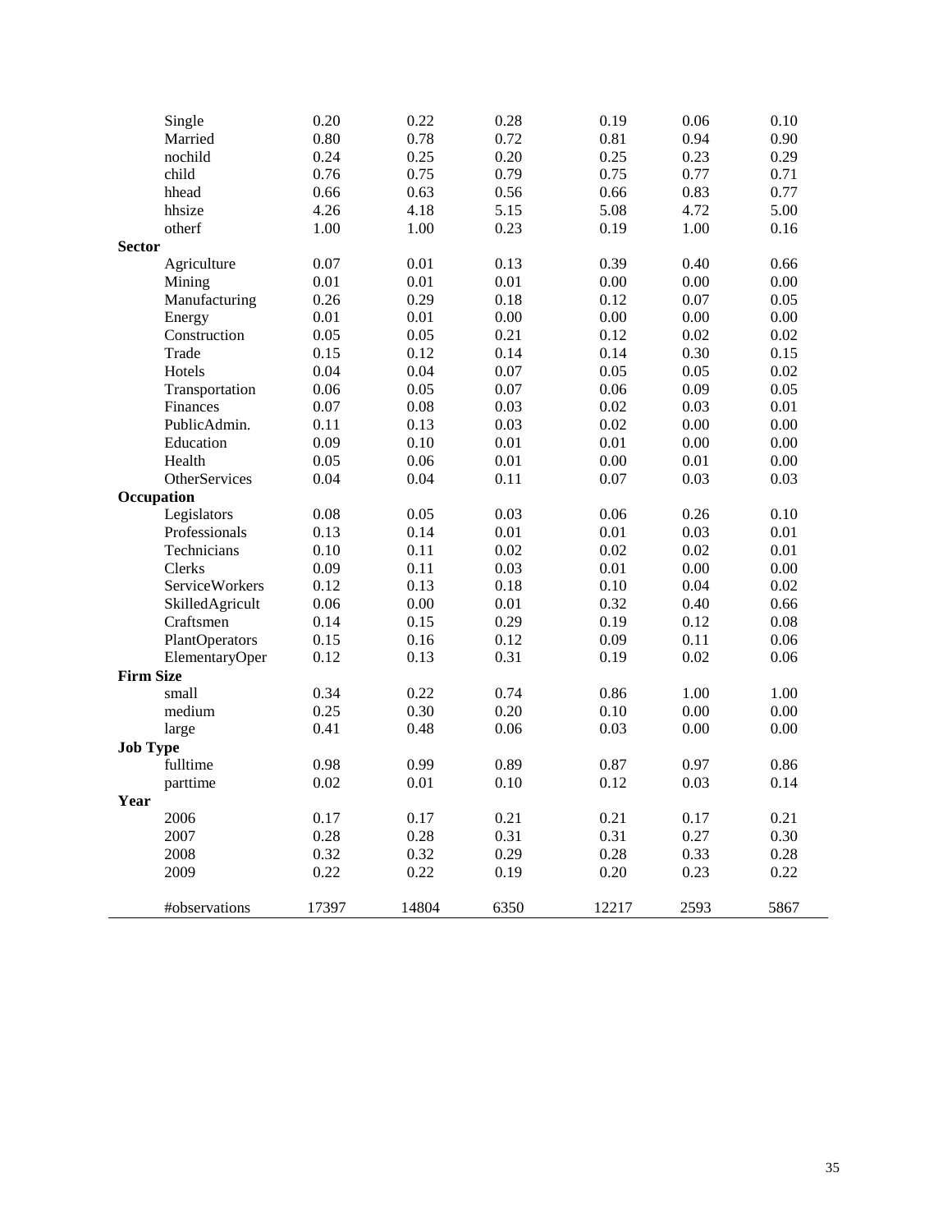| | | | | | | |
|---|---|---|---|---|---|---|
| Single | 0.20 | 0.22 | 0.28 | 0.19 | 0.06 | 0.10 |
| Married | 0.80 | 0.78 | 0.72 | 0.81 | 0.94 | 0.90 |
| nochild | 0.24 | 0.25 | 0.20 | 0.25 | 0.23 | 0.29 |
| child | 0.76 | 0.75 | 0.79 | 0.75 | 0.77 | 0.71 |
| hhead | 0.66 | 0.63 | 0.56 | 0.66 | 0.83 | 0.77 |
| hhsize | 4.26 | 4.18 | 5.15 | 5.08 | 4.72 | 5.00 |
| otherf | 1.00 | 1.00 | 0.23 | 0.19 | 1.00 | 0.16 |
| **Sector** | | | | | | |
| Agriculture | 0.07 | 0.01 | 0.13 | 0.39 | 0.40 | 0.66 |
| Mining | 0.01 | 0.01 | 0.01 | 0.00 | 0.00 | 0.00 |
| Manufacturing | 0.26 | 0.29 | 0.18 | 0.12 | 0.07 | 0.05 |
| Energy | 0.01 | 0.01 | 0.00 | 0.00 | 0.00 | 0.00 |
| Construction | 0.05 | 0.05 | 0.21 | 0.12 | 0.02 | 0.02 |
| Trade | 0.15 | 0.12 | 0.14 | 0.14 | 0.30 | 0.15 |
| Hotels | 0.04 | 0.04 | 0.07 | 0.05 | 0.05 | 0.02 |
| Transportation | 0.06 | 0.05 | 0.07 | 0.06 | 0.09 | 0.05 |
| Finances | 0.07 | 0.08 | 0.03 | 0.02 | 0.03 | 0.01 |
| PublicAdmin. | 0.11 | 0.13 | 0.03 | 0.02 | 0.00 | 0.00 |
| Education | 0.09 | 0.10 | 0.01 | 0.01 | 0.00 | 0.00 |
| Health | 0.05 | 0.06 | 0.01 | 0.00 | 0.01 | 0.00 |
| OtherServices | 0.04 | 0.04 | 0.11 | 0.07 | 0.03 | 0.03 |
| **Occupation** | | | | | | |
| Legislators | 0.08 | 0.05 | 0.03 | 0.06 | 0.26 | 0.10 |
| Professionals | 0.13 | 0.14 | 0.01 | 0.01 | 0.03 | 0.01 |
| Technicians | 0.10 | 0.11 | 0.02 | 0.02 | 0.02 | 0.01 |
| Clerks | 0.09 | 0.11 | 0.03 | 0.01 | 0.00 | 0.00 |
| ServiceWorkers | 0.12 | 0.13 | 0.18 | 0.10 | 0.04 | 0.02 |
| SkilledAgricult | 0.06 | 0.00 | 0.01 | 0.32 | 0.40 | 0.66 |
| Craftsmen | 0.14 | 0.15 | 0.29 | 0.19 | 0.12 | 0.08 |
| PlantOperators | 0.15 | 0.16 | 0.12 | 0.09 | 0.11 | 0.06 |
| ElementaryOper | 0.12 | 0.13 | 0.31 | 0.19 | 0.02 | 0.06 |
| **Firm Size** | | | | | | |
| small | 0.34 | 0.22 | 0.74 | 0.86 | 1.00 | 1.00 |
| medium | 0.25 | 0.30 | 0.20 | 0.10 | 0.00 | 0.00 |
| large | 0.41 | 0.48 | 0.06 | 0.03 | 0.00 | 0.00 |
| **Job Type** | | | | | | |
| fulltime | 0.98 | 0.99 | 0.89 | 0.87 | 0.97 | 0.86 |
| parttime | 0.02 | 0.01 | 0.10 | 0.12 | 0.03 | 0.14 |
| **Year** | | | | | | |
| 2006 | 0.17 | 0.17 | 0.21 | 0.21 | 0.17 | 0.21 |
| 2007 | 0.28 | 0.28 | 0.31 | 0.31 | 0.27 | 0.30 |
| 2008 | 0.32 | 0.32 | 0.29 | 0.28 | 0.33 | 0.28 |
| 2009 | 0.22 | 0.22 | 0.19 | 0.20 | 0.23 | 0.22 |
| #observations | 17397 | 14804 | 6350 | 12217 | 2593 | 5867 |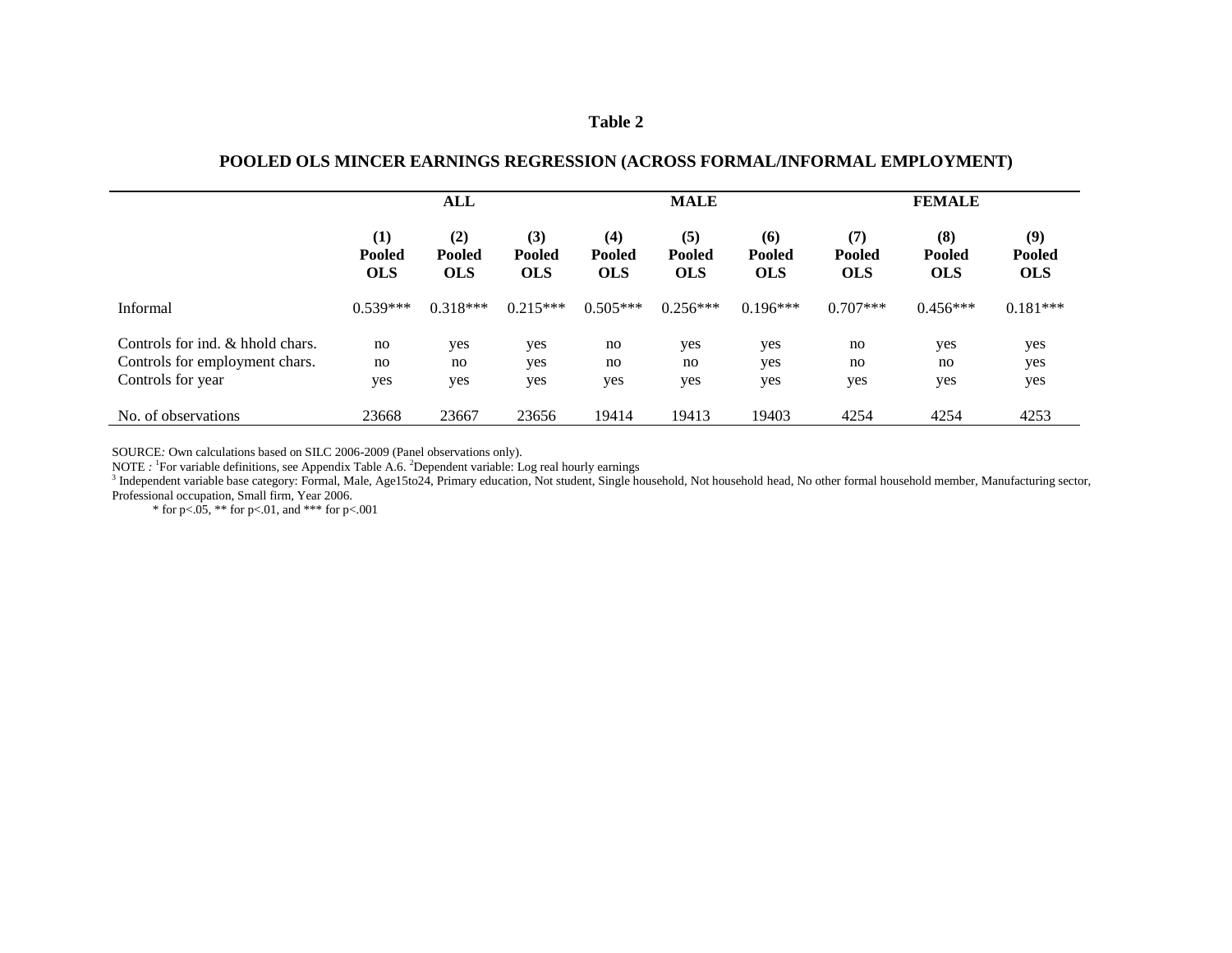**Table 2**

**POOLED OLS MINCER EARNINGS REGRESSION (ACROSS FORMAL/INFORMAL EMPLOYMENT)**

| | **ALL** | | | **MALE** | | | **FEMALE** | | |
|---|---|---|---|---|---|---|---|---|---|
| | **(1) Pooled OLS** | **(2) Pooled OLS** | **(3) Pooled OLS** | **(4) Pooled OLS** | **(5) Pooled OLS** | **(6) Pooled OLS** | **(7) Pooled OLS** | **(8) Pooled OLS** | **(9) Pooled OLS** |
| Informal | 0.539*** | 0.318*** | 0.215*** | 0.505*** | 0.256*** | 0.196*** | 0.707*** | 0.456*** | 0.181*** |
| Controls for ind. & hhold chars. | no | yes | yes | no | yes | yes | no | yes | yes |
| Controls for employment chars. | no | no | yes | no | no | yes | no | no | yes |
| Controls for year | yes | yes | yes | yes | yes | yes | yes | yes | yes |
| No. of observations | 23668 | 23667 | 23656 | 19414 | 19413 | 19403 | 4254 | 4254 | 4253 |

SOURCE*:* Own calculations based on SILC 2006-2009 (Panel observations only).
NOTE *:* [1]For variable definitions, see Appendix Table A.6. [2]Dependent variable: Log real hourly earnings
[3] Independent variable base category: Formal, Male, Age15to24, Primary education, Not student, Single household, Not household head, No other formal household member, Manufacturing sector, Professional occupation, Small firm, Year 2006.
\* for p<.05, ** for p<.01, and *** for p<.001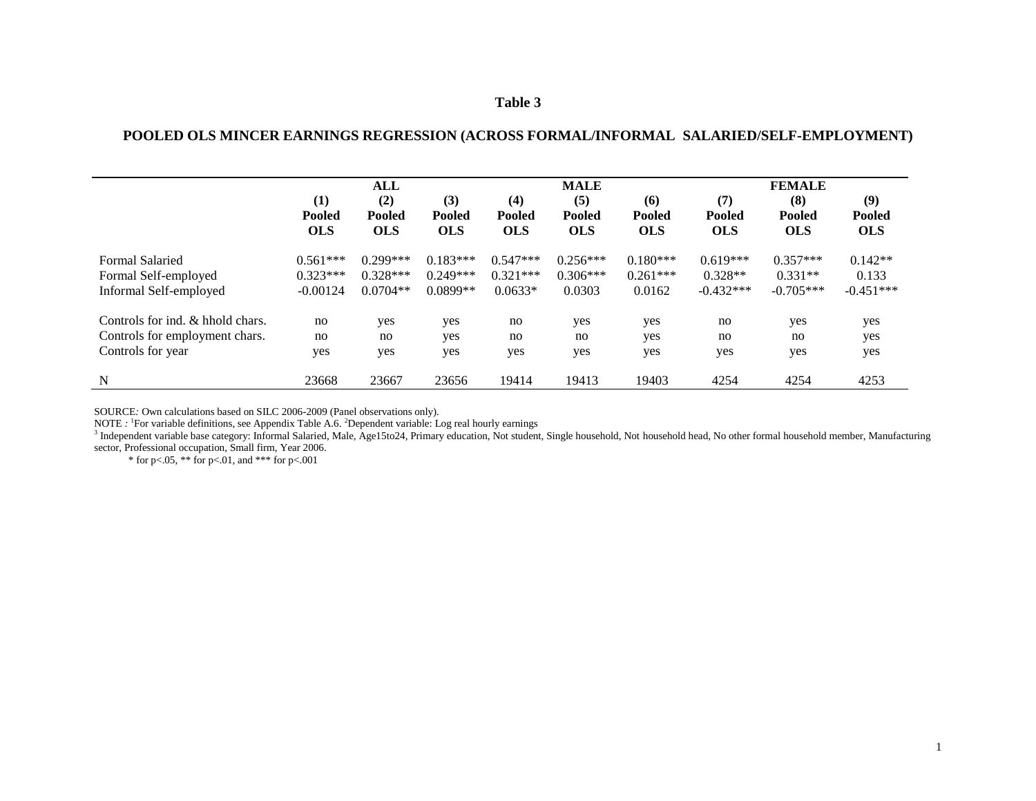**Table 3**

**POOLED OLS MINCER EARNINGS REGRESSION (ACROSS FORMAL/INFORMAL SALARIED/SELF-EMPLOYMENT)**

| | ALL | | | MALE | | | FEMALE | | |
|---|---|---|---|---|---|---|---|---|---|
| | **(1) Pooled OLS** | **(2) Pooled OLS** | **(3) Pooled OLS** | **(4) Pooled OLS** | **(5) Pooled OLS** | **(6) Pooled OLS** | **(7) Pooled OLS** | **(8) Pooled OLS** | **(9) Pooled OLS** |
| Formal Salaried | 0.561*** | 0.299*** | 0.183*** | 0.547*** | 0.256*** | 0.180*** | 0.619*** | 0.357*** | 0.142** |
| Formal Self-employed | 0.323*** | 0.328*** | 0.249*** | 0.321*** | 0.306*** | 0.261*** | 0.328** | 0.331** | 0.133 |
| Informal Self-employed | -0.00124 | 0.0704** | 0.0899** | 0.0633* | 0.0303 | 0.0162 | -0.432*** | -0.705*** | -0.451*** |
| Controls for ind. & hhold chars. | no | yes | yes | no | yes | yes | no | yes | yes |
| Controls for employment chars. | no | no | yes | no | no | yes | no | no | yes |
| Controls for year | yes | yes | yes | yes | yes | yes | yes | yes | yes |
| N | 23668 | 23667 | 23656 | 19414 | 19413 | 19403 | 4254 | 4254 | 4253 |

SOURCE*:* Own calculations based on SILC 2006-2009 (Panel observations only).

NOTE *:* [1]For variable definitions, see Appendix Table A.6. [2]Dependent variable: Log real hourly earnings

[3] Independent variable base category: Informal Salaried, Male, Age15to24, Primary education, Not student, Single household, Not household head, No other formal household member, Manufacturing sector, Professional occupation, Small firm, Year 2006.

\* for p<.05, ** for p<.01, and *** for p<.001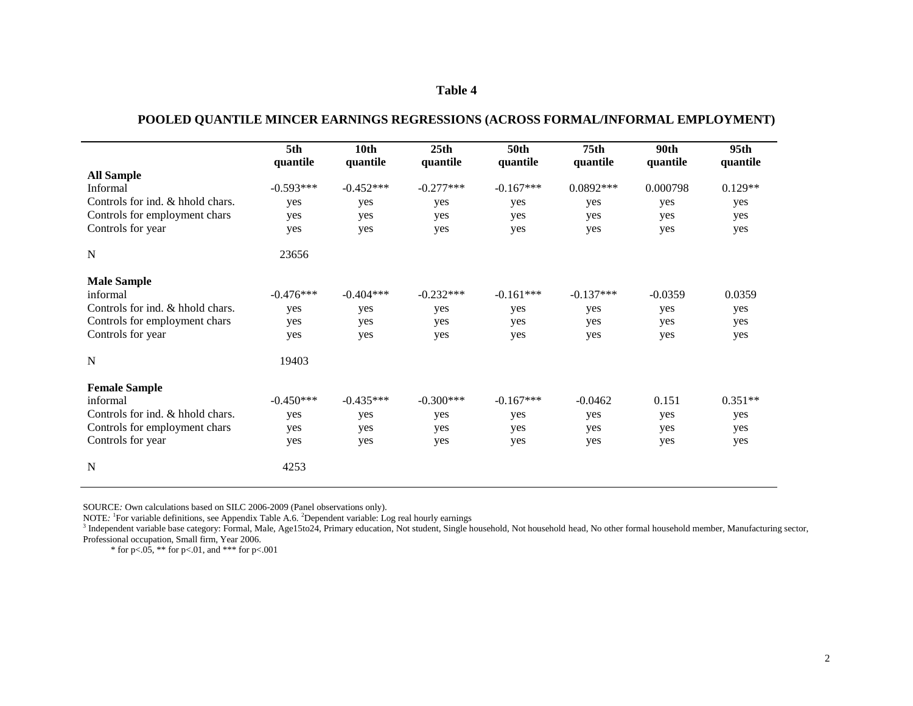**Table 4**

**POOLED QUANTILE MINCER EARNINGS REGRESSIONS (ACROSS FORMAL/INFORMAL EMPLOYMENT)**

| | 5th quantile | 10th quantile | 25th quantile | 50th quantile | 75th quantile | 90th quantile | 95th quantile |
|---|---|---|---|---|---|---|---|
| **All Sample** | | | | | | | |
| Informal | -0.593*** | -0.452*** | -0.277*** | -0.167*** | 0.0892*** | 0.000798 | 0.129** |
| Controls for ind. & hhold chars. | yes | yes | yes | yes | yes | yes | yes |
| Controls for employment chars | yes | yes | yes | yes | yes | yes | yes |
| Controls for year | yes | yes | yes | yes | yes | yes | yes |
| N | 23656 | | | | | | |
| **Male Sample** | | | | | | | |
| informal | -0.476*** | -0.404*** | -0.232*** | -0.161*** | -0.137*** | -0.0359 | 0.0359 |
| Controls for ind. & hhold chars. | yes | yes | yes | yes | yes | yes | yes |
| Controls for employment chars | yes | yes | yes | yes | yes | yes | yes |
| Controls for year | yes | yes | yes | yes | yes | yes | yes |
| N | 19403 | | | | | | |
| **Female Sample** | | | | | | | |
| informal | -0.450*** | -0.435*** | -0.300*** | -0.167*** | -0.0462 | 0.151 | 0.351** |
| Controls for ind. & hhold chars. | yes | yes | yes | yes | yes | yes | yes |
| Controls for employment chars | yes | yes | yes | yes | yes | yes | yes |
| Controls for year | yes | yes | yes | yes | yes | yes | yes |
| N | 4253 | | | | | | |

SOURCE: Own calculations based on SILC 2006-2009 (Panel observations only).

NOTE: [1]For variable definitions, see Appendix Table A.6. [2]Dependent variable: Log real hourly earnings

[3] Independent variable base category: Formal, Male, Age15to24, Primary education, Not student, Single household, Not household head, No other formal household member, Manufacturing sector, Professional occupation, Small firm, Year 2006.

\* for p<.05, ** for p<.01, and *** for p<.001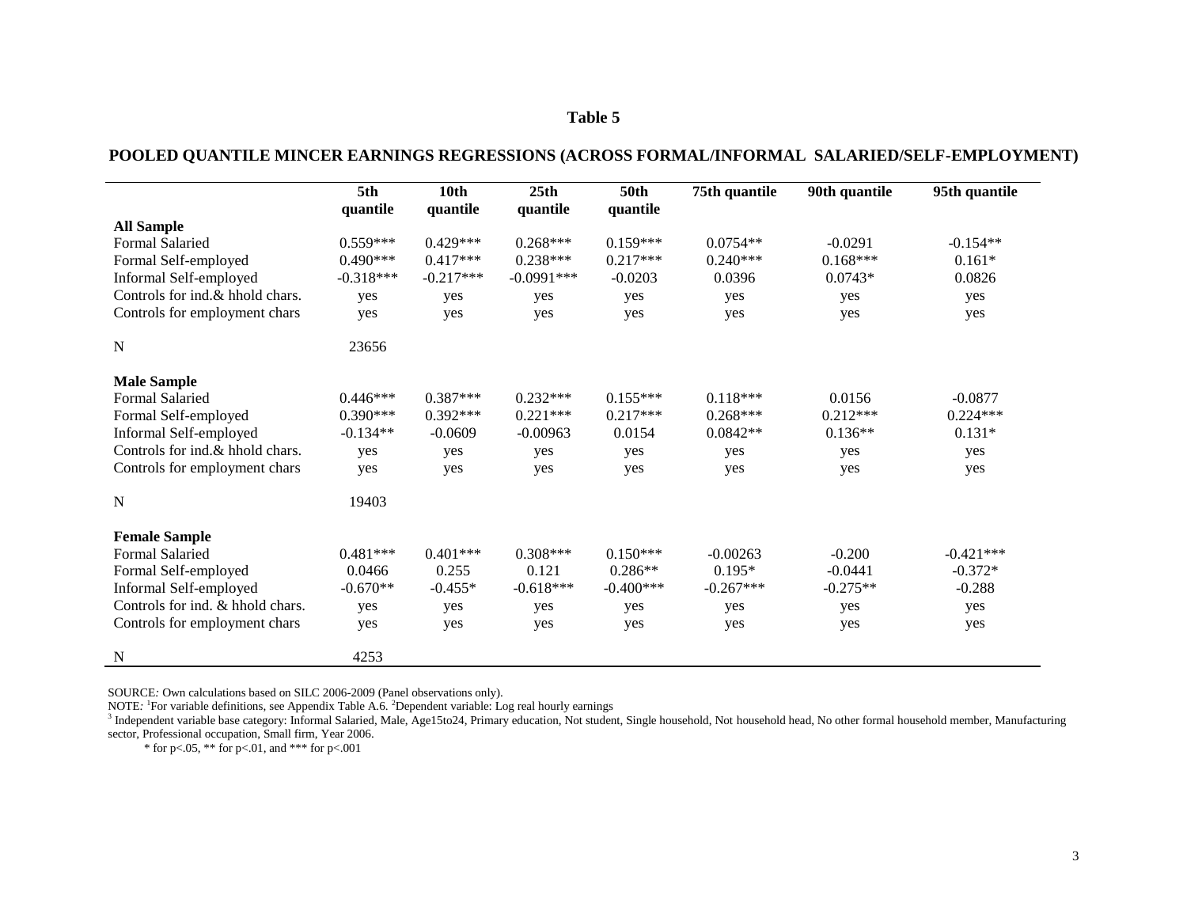**Table 5**

**POOLED QUANTILE MINCER EARNINGS REGRESSIONS (ACROSS FORMAL/INFORMAL SALARIED/SELF-EMPLOYMENT)**

| | 5th quantile | 10th quantile | 25th quantile | 50th quantile | 75th quantile | 90th quantile | 95th quantile |
|---|---|---|---|---|---|---|---|
| **All Sample** | | | | | | | |
| Formal Salaried | 0.559*** | 0.429*** | 0.268*** | 0.159*** | 0.0754** | -0.0291 | -0.154** |
| Formal Self-employed | 0.490*** | 0.417*** | 0.238*** | 0.217*** | 0.240*** | 0.168*** | 0.161* |
| Informal Self-employed | -0.318*** | -0.217*** | -0.0991*** | -0.0203 | 0.0396 | 0.0743* | 0.0826 |
| Controls for ind.& hhold chars. | yes | yes | yes | yes | yes | yes | yes |
| Controls for employment chars | yes | yes | yes | yes | yes | yes | yes |
| N | 23656 | | | | | | |
| **Male Sample** | | | | | | | |
| Formal Salaried | 0.446*** | 0.387*** | 0.232*** | 0.155*** | 0.118*** | 0.0156 | -0.0877 |
| Formal Self-employed | 0.390*** | 0.392*** | 0.221*** | 0.217*** | 0.268*** | 0.212*** | 0.224*** |
| Informal Self-employed | -0.134** | -0.0609 | -0.00963 | 0.0154 | 0.0842** | 0.136** | 0.131* |
| Controls for ind.& hhold chars. | yes | yes | yes | yes | yes | yes | yes |
| Controls for employment chars | yes | yes | yes | yes | yes | yes | yes |
| N | 19403 | | | | | | |
| **Female Sample** | | | | | | | |
| Formal Salaried | 0.481*** | 0.401*** | 0.308*** | 0.150*** | -0.00263 | -0.200 | -0.421*** |
| Formal Self-employed | 0.0466 | 0.255 | 0.121 | 0.286** | 0.195* | -0.0441 | -0.372* |
| Informal Self-employed | -0.670** | -0.455* | -0.618*** | -0.400*** | -0.267*** | -0.275** | -0.288 |
| Controls for ind. & hhold chars. | yes | yes | yes | yes | yes | yes | yes |
| Controls for employment chars | yes | yes | yes | yes | yes | yes | yes |
| N | 4253 | | | | | | |

SOURCE*:* Own calculations based on SILC 2006-2009 (Panel observations only).

NOTE*:* [1]For variable definitions, see Appendix Table A.6. [2]Dependent variable: Log real hourly earnings

[3] Independent variable base category: Informal Salaried, Male, Age15to24, Primary education, Not student, Single household, Not household head, No other formal household member, Manufacturing sector, Professional occupation, Small firm, Year 2006.

\* for p<.05, ** for p<.01, and *** for p<.001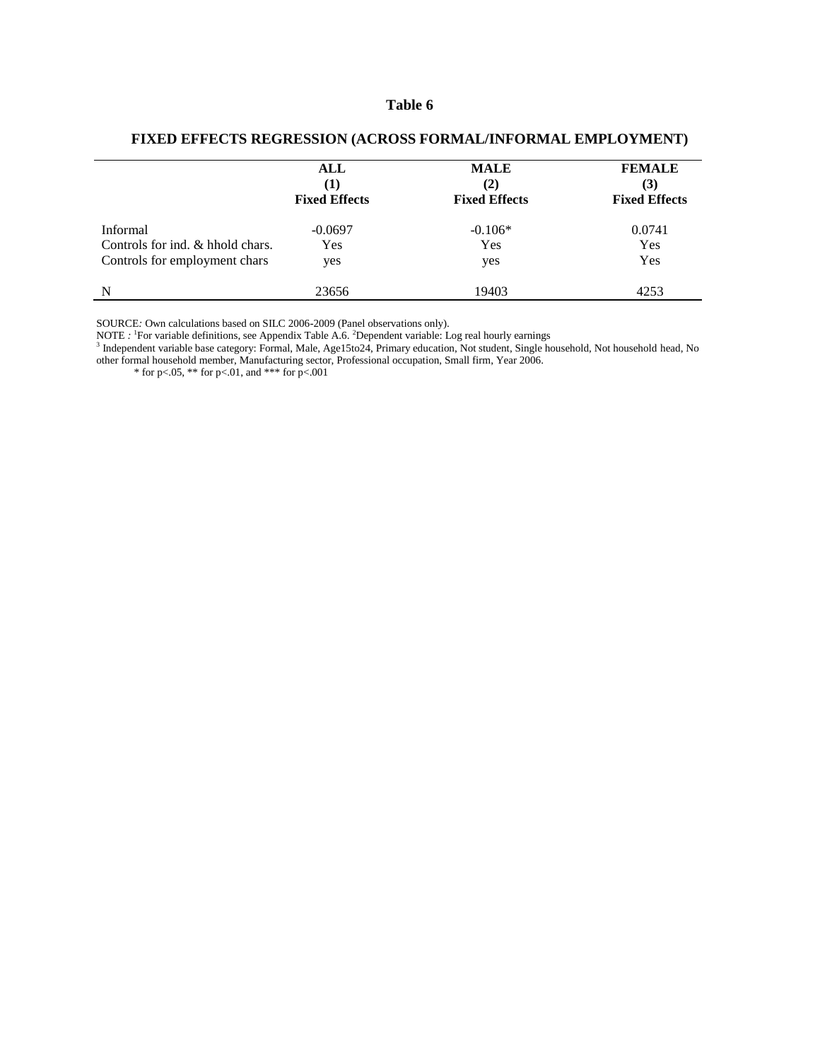**Table 6**

**FIXED EFFECTS REGRESSION (ACROSS FORMAL/INFORMAL EMPLOYMENT)**

| | **ALL** (1) **Fixed Effects** | **MALE** (2) **Fixed Effects** | **FEMALE** (3) **Fixed Effects** |
|---|---|---|---|
| Informal | -0.0697 | -0.106* | 0.0741 |
| Controls for ind. & hhold chars. | Yes | Yes | Yes |
| Controls for employment chars | yes | yes | Yes |
| N | 23656 | 19403 | 4253 |

SOURCE*:* Own calculations based on SILC 2006-2009 (Panel observations only).
NOTE *:* [1]For variable definitions, see Appendix Table A.6. [2]Dependent variable: Log real hourly earnings
[3] Independent variable base category: Formal, Male, Age15to24, Primary education, Not student, Single household, Not household head, No other formal household member, Manufacturing sector, Professional occupation, Small firm, Year 2006.
\* for p<.05, ** for p<.01, and *** for p<.001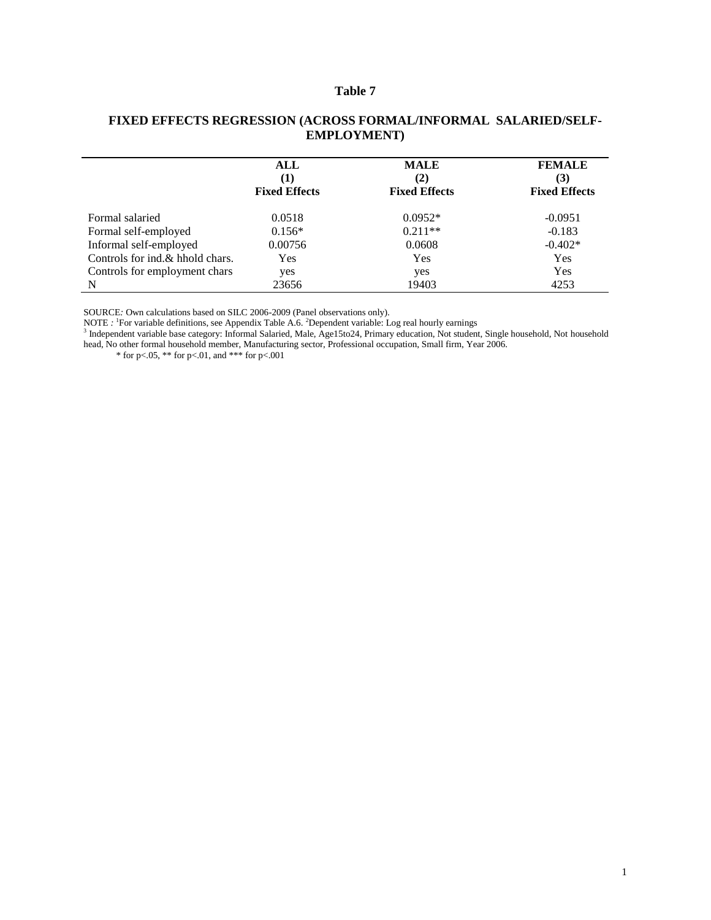**Table 7**

**FIXED EFFECTS REGRESSION (ACROSS FORMAL/INFORMAL SALARIED/SELF-EMPLOYMENT)**

| | **ALL** **(1)** **Fixed Effects** | **MALE** **(2)** **Fixed Effects** | **FEMALE** **(3)** **Fixed Effects** |
|---|---|---|---|
| Formal salaried | 0.0518 | 0.0952* | -0.0951 |
| Formal self-employed | 0.156* | 0.211** | -0.183 |
| Informal self-employed | 0.00756 | 0.0608 | -0.402* |
| Controls for ind.& hhold chars. | Yes | Yes | Yes |
| Controls for employment chars | yes | yes | Yes |
| N | 23656 | 19403 | 4253 |

SOURCE*:* Own calculations based on SILC 2006-2009 (Panel observations only).
NOTE *:* [1]For variable definitions, see Appendix Table A.6. [2]Dependent variable: Log real hourly earnings
[3] Independent variable base category: Informal Salaried, Male, Age15to24, Primary education, Not student, Single household, Not household head, No other formal household member, Manufacturing sector, Professional occupation, Small firm, Year 2006.
\* for p<.05, ** for p<.01, and *** for p<.001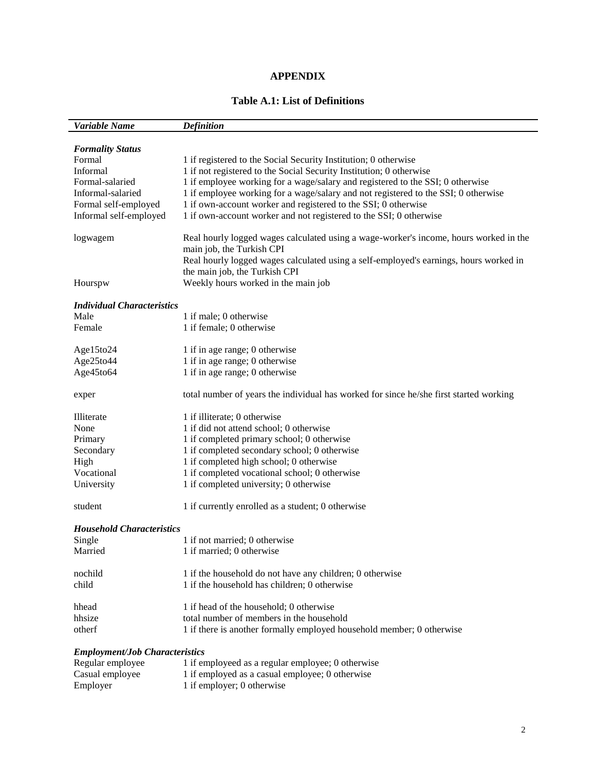# APPENDIX

## Table A.1: List of Definitions

| *Variable Name* | *Definition* |
|---|---|
| ***Formality Status*** | |
| Formal | 1 if registered to the Social Security Institution; 0 otherwise |
| Informal | 1 if not registered to the Social Security Institution; 0 otherwise |
| Formal-salaried | 1 if employee working for a wage/salary and registered to the SSI; 0 otherwise |
| Informal-salaried | 1 if employee working for a wage/salary and not registered to the SSI; 0 otherwise |
| Formal self-employed | 1 if own-account worker and registered to the SSI; 0 otherwise |
| Informal self-employed | 1 if own-account worker and not registered to the SSI; 0 otherwise |
| logwagem | Real hourly logged wages calculated using a wage-worker's income, hours worked in the main job, the Turkish CPI |
| | Real hourly logged wages calculated using a self-employed's earnings, hours worked in the main job, the Turkish CPI |
| Hourspw | Weekly hours worked in the main job |
| ***Individual Characteristics*** | |
| Male | 1 if male; 0 otherwise |
| Female | 1 if female; 0 otherwise |
| Age15to24 | 1 if in age range; 0 otherwise |
| Age25to44 | 1 if in age range; 0 otherwise |
| Age45to64 | 1 if in age range; 0 otherwise |
| exper | total number of years the individual has worked for since he/she first started working |
| Illiterate | 1 if illiterate; 0 otherwise |
| None | 1 if did not attend school; 0 otherwise |
| Primary | 1 if completed primary school; 0 otherwise |
| Secondary | 1 if completed secondary school; 0 otherwise |
| High | 1 if completed high school; 0 otherwise |
| Vocational | 1 if completed vocational school; 0 otherwise |
| University | 1 if completed university; 0 otherwise |
| student | 1 if currently enrolled as a student; 0 otherwise |
| ***Household Characteristics*** | |
| Single | 1 if not married; 0 otherwise |
| Married | 1 if married; 0 otherwise |
| nochild | 1 if the household do not have any children; 0 otherwise |
| child | 1 if the household has children; 0 otherwise |
| hhead | 1 if head of the household; 0 otherwise |
| hhsize | total number of members in the household |
| otherf | 1 if there is another formally employed household member; 0 otherwise |
| ***Employment/Job Characteristics*** | |
| Regular employee | 1 if employeed as a regular employee; 0 otherwise |
| Casual employee | 1 if employed as a casual employee; 0 otherwise |
| Employer | 1 if employer; 0 otherwise |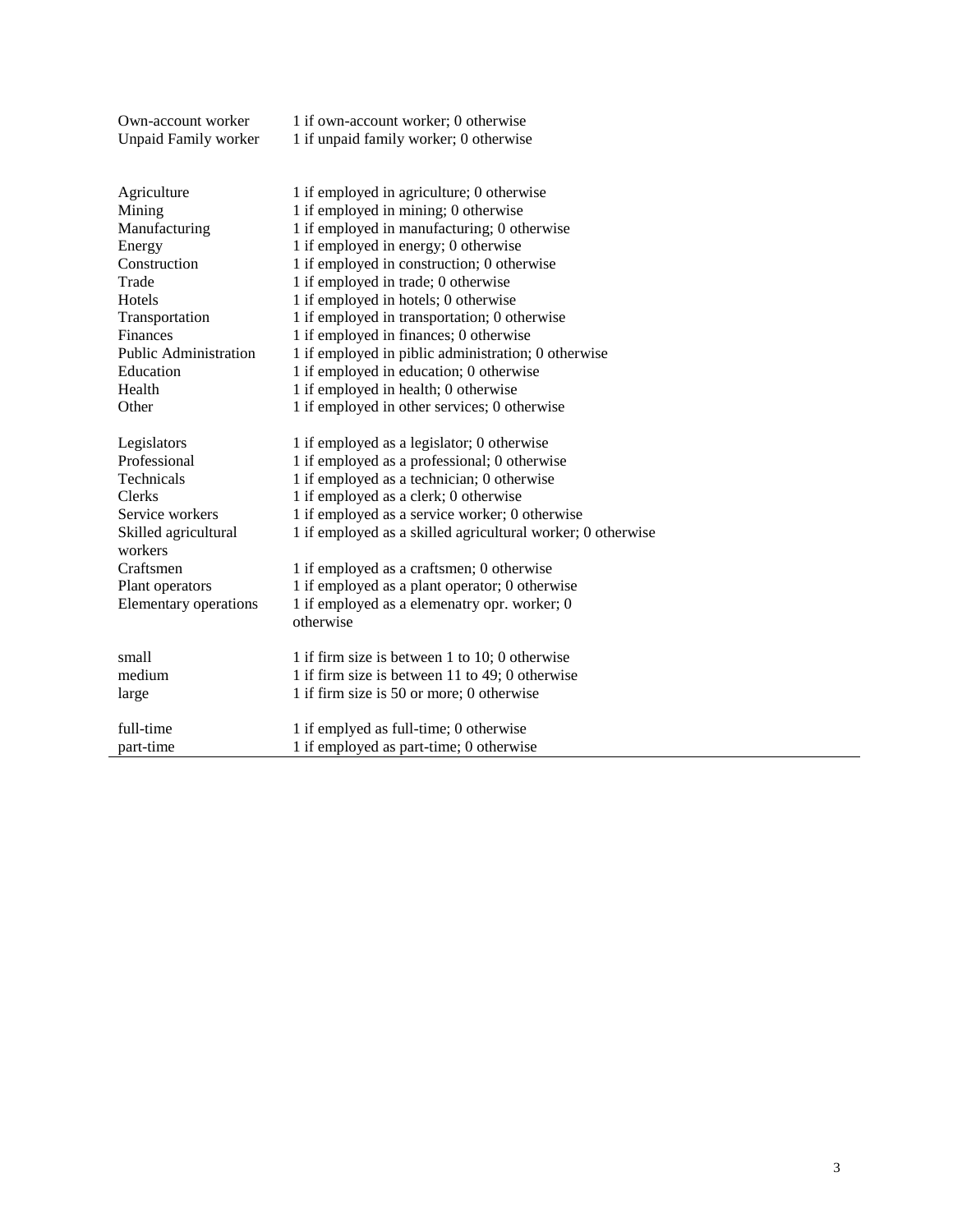| | |
|---|---|
| Own-account worker | 1 if own-account worker; 0 otherwise |
| Unpaid Family worker | 1 if unpaid family worker; 0 otherwise |
| | |
| Agriculture | 1 if employed in agriculture; 0 otherwise |
| Mining | 1 if employed in mining; 0 otherwise |
| Manufacturing | 1 if employed in manufacturing; 0 otherwise |
| Energy | 1 if employed in energy; 0 otherwise |
| Construction | 1 if employed in construction; 0 otherwise |
| Trade | 1 if employed in trade; 0 otherwise |
| Hotels | 1 if employed in hotels; 0 otherwise |
| Transportation | 1 if employed in transportation; 0 otherwise |
| Finances | 1 if employed in finances; 0 otherwise |
| Public Administration | 1 if employed in piblic administration; 0 otherwise |
| Education | 1 if employed in education; 0 otherwise |
| Health | 1 if employed in health; 0 otherwise |
| Other | 1 if employed in other services; 0 otherwise |
| | |
| Legislators | 1 if employed as a legislator; 0 otherwise |
| Professional | 1 if employed as a professional; 0 otherwise |
| Technicals | 1 if employed as a technician; 0 otherwise |
| Clerks | 1 if employed as a clerk; 0 otherwise |
| Service workers | 1 if employed as a service worker; 0 otherwise |
| Skilled agricultural workers | 1 if employed as a skilled agricultural worker; 0 otherwise |
| Craftsmen | 1 if employed as a craftsmen; 0 otherwise |
| Plant operators | 1 if employed as a plant operator; 0 otherwise |
| Elementary operations | 1 if employed as a elemenatry opr. worker; 0 otherwise |
| | |
| small | 1 if firm size is between 1 to 10; 0 otherwise |
| medium | 1 if firm size is between 11 to 49; 0 otherwise |
| large | 1 if firm size is 50 or more; 0 otherwise |
| | |
| full-time | 1 if emplyed as full-time; 0 otherwise |
| part-time | 1 if employed as part-time; 0 otherwise |